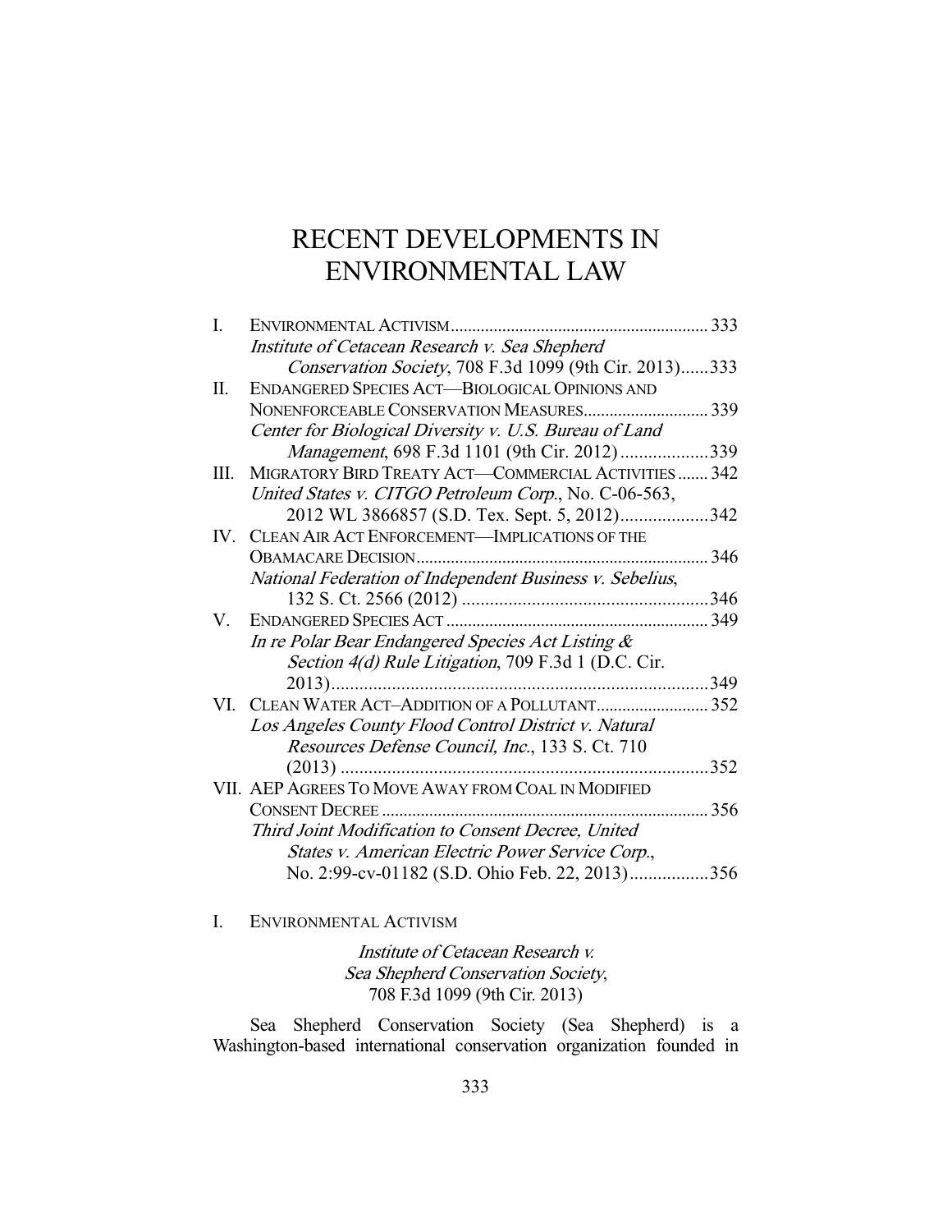# RECENT DEVELOPMENTS IN ENVIRONMENTAL LAW

| | | |
|---|---|---|
| I. | ENVIRONMENTAL ACTIVISM | 333 |
| | *Institute of Cetacean Research v. Sea Shepherd Conservation Society*, 708 F.3d 1099 (9th Cir. 2013) | 333 |
| II. | ENDANGERED SPECIES ACT—BIOLOGICAL OPINIONS AND NONENFORCEABLE CONSERVATION MEASURES | 339 |
| | *Center for Biological Diversity v. U.S. Bureau of Land Management*, 698 F.3d 1101 (9th Cir. 2012) | 339 |
| III. | MIGRATORY BIRD TREATY ACT—COMMERCIAL ACTIVITIES | 342 |
| | *United States v. CITGO Petroleum Corp.*, No. C-06-563, 2012 WL 3866857 (S.D. Tex. Sept. 5, 2012) | 342 |
| IV. | CLEAN AIR ACT ENFORCEMENT—IMPLICATIONS OF THE OBAMACARE DECISION | 346 |
| | *National Federation of Independent Business v. Sebelius*, 132 S. Ct. 2566 (2012) | 346 |
| V. | ENDANGERED SPECIES ACT | 349 |
| | *In re Polar Bear Endangered Species Act Listing & Section 4(d) Rule Litigation*, 709 F.3d 1 (D.C. Cir. 2013) | 349 |
| VI. | CLEAN WATER ACT–ADDITION OF A POLLUTANT | 352 |
| | *Los Angeles County Flood Control District v. Natural Resources Defense Council, Inc.*, 133 S. Ct. 710 (2013) | 352 |
| VII. | AEP AGREES TO MOVE AWAY FROM COAL IN MODIFIED CONSENT DECREE | 356 |
| | *Third Joint Modification to Consent Decree, United States v. American Electric Power Service Corp.*, No. 2:99-cv-01182 (S.D. Ohio Feb. 22, 2013) | 356 |

## I. ENVIRONMENTAL ACTIVISM

*Institute of Cetacean Research v. Sea Shepherd Conservation Society*, 708 F.3d 1099 (9th Cir. 2013)

Sea Shepherd Conservation Society (Sea Shepherd) is a Washington-based international conservation organization founded in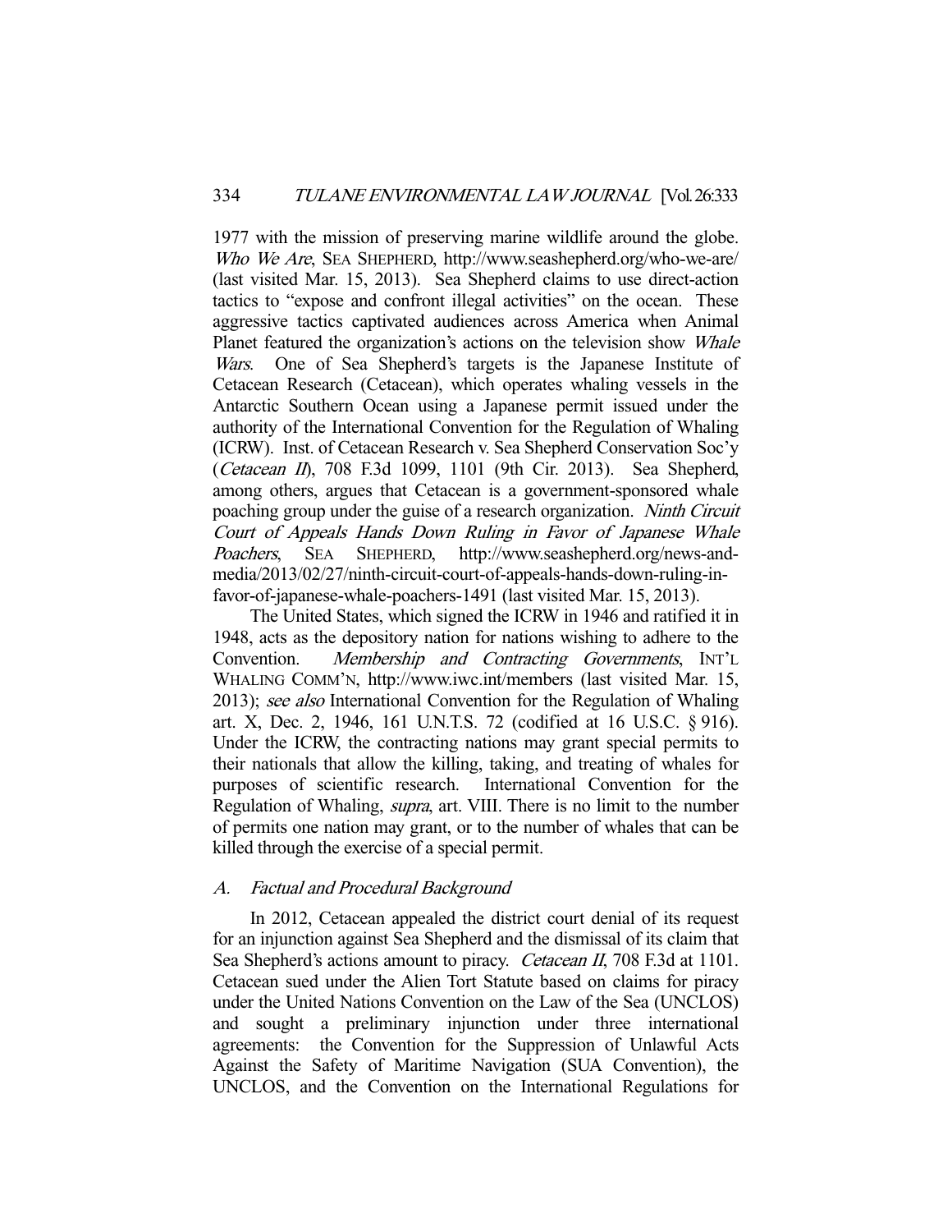1977 with the mission of preserving marine wildlife around the globe. *Who We Are*, SEA SHEPHERD, http://www.seashepherd.org/who-we-are/ (last visited Mar. 15, 2013). Sea Shepherd claims to use direct-action tactics to "expose and confront illegal activities" on the ocean. These aggressive tactics captivated audiences across America when Animal Planet featured the organization's actions on the television show *Whale Wars*. One of Sea Shepherd's targets is the Japanese Institute of Cetacean Research (Cetacean), which operates whaling vessels in the Antarctic Southern Ocean using a Japanese permit issued under the authority of the International Convention for the Regulation of Whaling (ICRW). Inst. of Cetacean Research v. Sea Shepherd Conservation Soc'y (*Cetacean II*), 708 F.3d 1099, 1101 (9th Cir. 2013). Sea Shepherd, among others, argues that Cetacean is a government-sponsored whale poaching group under the guise of a research organization. *Ninth Circuit Court of Appeals Hands Down Ruling in Favor of Japanese Whale Poachers*, SEA SHEPHERD, http://www.seashepherd.org/news-and-media/2013/02/27/ninth-circuit-court-of-appeals-hands-down-ruling-in-favor-of-japanese-whale-poachers-1491 (last visited Mar. 15, 2013).

The United States, which signed the ICRW in 1946 and ratified it in 1948, acts as the depository nation for nations wishing to adhere to the Convention. *Membership and Contracting Governments*, INT'L WHALING COMM'N, http://www.iwc.int/members (last visited Mar. 15, 2013); *see also* International Convention for the Regulation of Whaling art. X, Dec. 2, 1946, 161 U.N.T.S. 72 (codified at 16 U.S.C. § 916). Under the ICRW, the contracting nations may grant special permits to their nationals that allow the killing, taking, and treating of whales for purposes of scientific research. International Convention for the Regulation of Whaling, *supra*, art. VIII. There is no limit to the number of permits one nation may grant, or to the number of whales that can be killed through the exercise of a special permit.

## A. *Factual and Procedural Background*

In 2012, Cetacean appealed the district court denial of its request for an injunction against Sea Shepherd and the dismissal of its claim that Sea Shepherd's actions amount to piracy. *Cetacean II*, 708 F.3d at 1101. Cetacean sued under the Alien Tort Statute based on claims for piracy under the United Nations Convention on the Law of the Sea (UNCLOS) and sought a preliminary injunction under three international agreements: the Convention for the Suppression of Unlawful Acts Against the Safety of Maritime Navigation (SUA Convention), the UNCLOS, and the Convention on the International Regulations for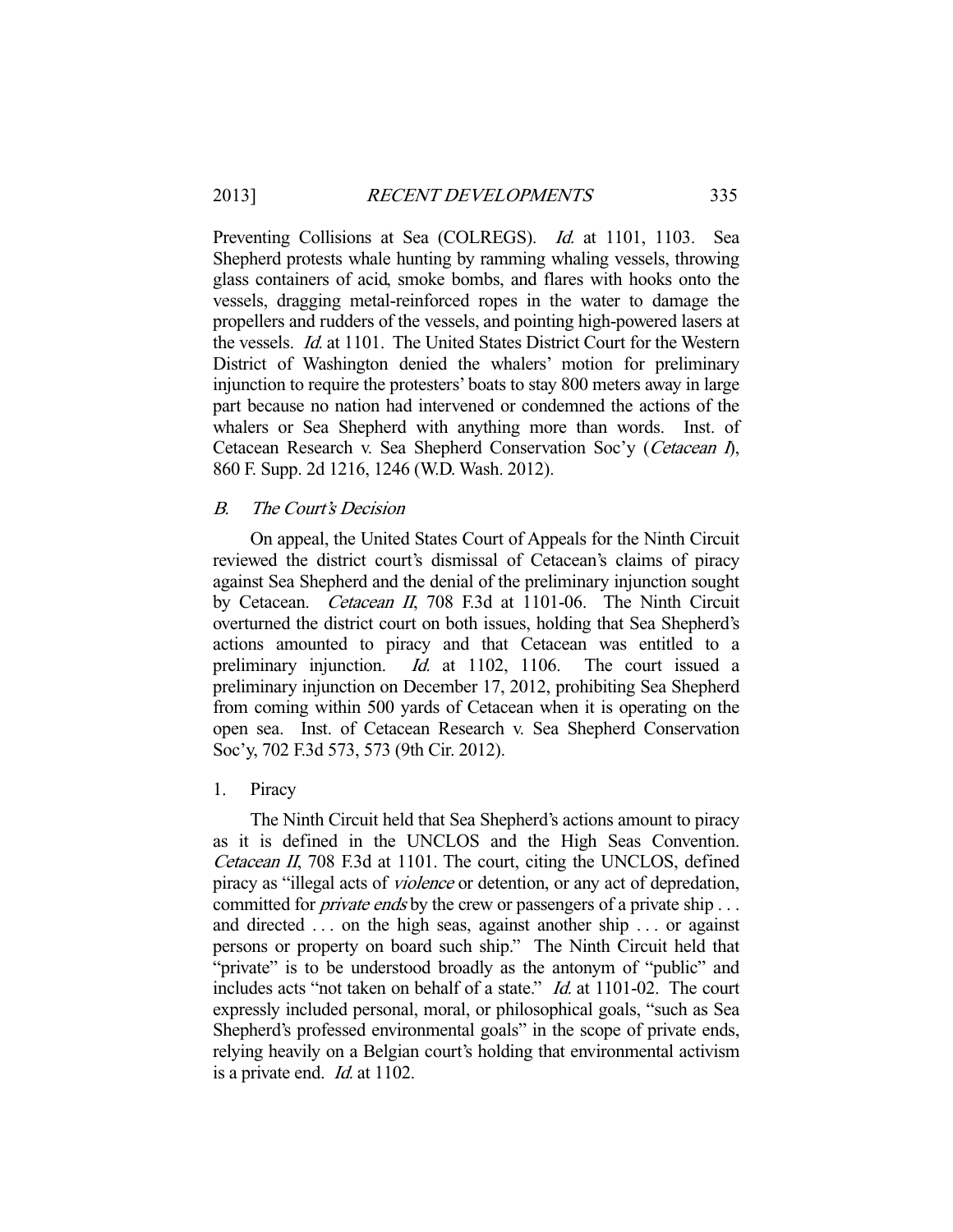Preventing Collisions at Sea (COLREGS). *Id.* at 1101, 1103. Sea Shepherd protests whale hunting by ramming whaling vessels, throwing glass containers of acid, smoke bombs, and flares with hooks onto the vessels, dragging metal-reinforced ropes in the water to damage the propellers and rudders of the vessels, and pointing high-powered lasers at the vessels. *Id.* at 1101. The United States District Court for the Western District of Washington denied the whalers' motion for preliminary injunction to require the protesters' boats to stay 800 meters away in large part because no nation had intervened or condemned the actions of the whalers or Sea Shepherd with anything more than words. Inst. of Cetacean Research v. Sea Shepherd Conservation Soc'y (*Cetacean I*), 860 F. Supp. 2d 1216, 1246 (W.D. Wash. 2012).

### *B. The Court's Decision*

On appeal, the United States Court of Appeals for the Ninth Circuit reviewed the district court's dismissal of Cetacean's claims of piracy against Sea Shepherd and the denial of the preliminary injunction sought by Cetacean. *Cetacean II*, 708 F.3d at 1101-06. The Ninth Circuit overturned the district court on both issues, holding that Sea Shepherd's actions amounted to piracy and that Cetacean was entitled to a preliminary injunction. *Id.* at 1102, 1106. The court issued a preliminary injunction on December 17, 2012, prohibiting Sea Shepherd from coming within 500 yards of Cetacean when it is operating on the open sea. Inst. of Cetacean Research v. Sea Shepherd Conservation Soc'y, 702 F.3d 573, 573 (9th Cir. 2012).

#### 1. Piracy

The Ninth Circuit held that Sea Shepherd's actions amount to piracy as it is defined in the UNCLOS and the High Seas Convention. *Cetacean II*, 708 F.3d at 1101. The court, citing the UNCLOS, defined piracy as "illegal acts of *violence* or detention, or any act of depredation, committed for *private ends* by the crew or passengers of a private ship . . . and directed . . . on the high seas, against another ship . . . or against persons or property on board such ship." The Ninth Circuit held that "private" is to be understood broadly as the antonym of "public" and includes acts "not taken on behalf of a state." *Id.* at 1101-02. The court expressly included personal, moral, or philosophical goals, "such as Sea Shepherd's professed environmental goals" in the scope of private ends, relying heavily on a Belgian court's holding that environmental activism is a private end. *Id.* at 1102.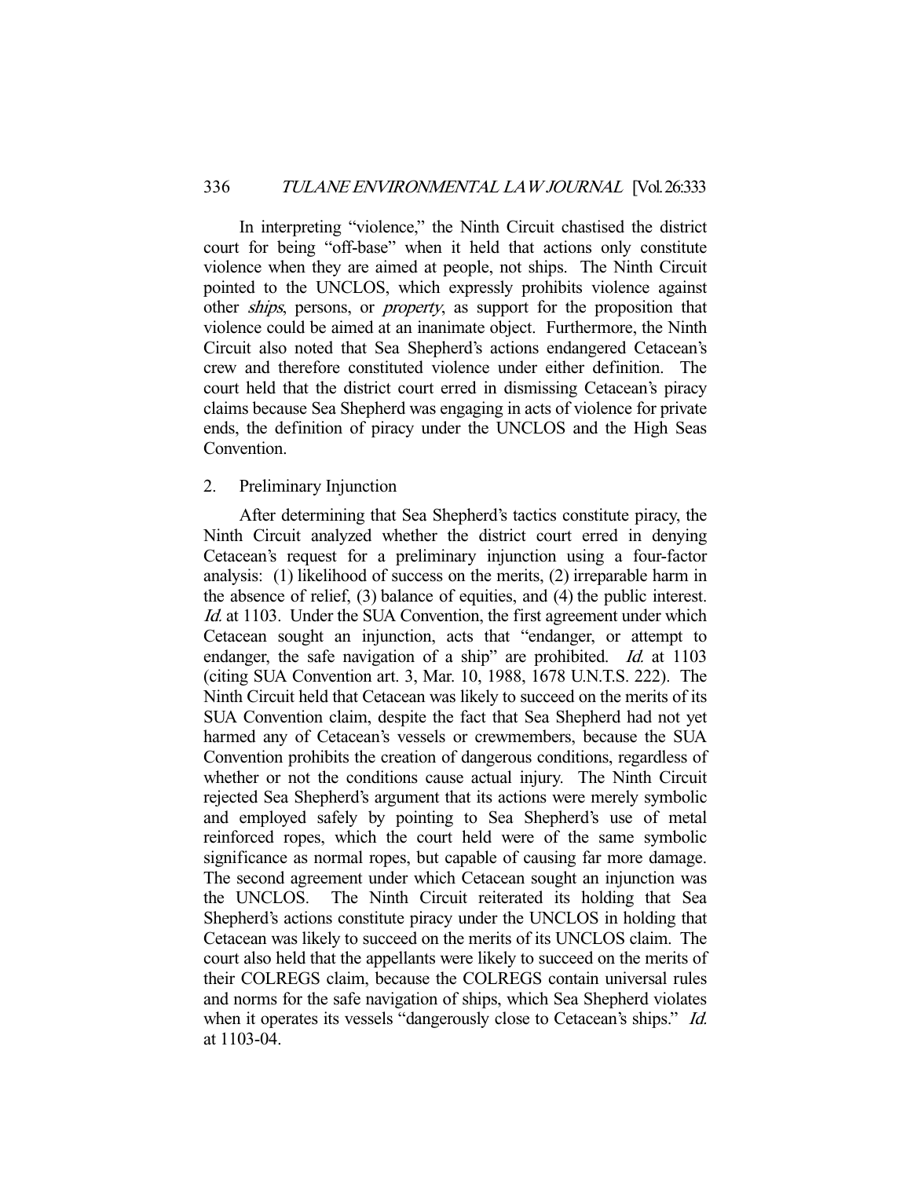In interpreting "violence," the Ninth Circuit chastised the district court for being "off-base" when it held that actions only constitute violence when they are aimed at people, not ships. The Ninth Circuit pointed to the UNCLOS, which expressly prohibits violence against other *ships*, persons, or *property*, as support for the proposition that violence could be aimed at an inanimate object. Furthermore, the Ninth Circuit also noted that Sea Shepherd's actions endangered Cetacean's crew and therefore constituted violence under either definition. The court held that the district court erred in dismissing Cetacean's piracy claims because Sea Shepherd was engaging in acts of violence for private ends, the definition of piracy under the UNCLOS and the High Seas Convention.

2. Preliminary Injunction

After determining that Sea Shepherd's tactics constitute piracy, the Ninth Circuit analyzed whether the district court erred in denying Cetacean's request for a preliminary injunction using a four-factor analysis: (1) likelihood of success on the merits, (2) irreparable harm in the absence of relief, (3) balance of equities, and (4) the public interest. *Id.* at 1103. Under the SUA Convention, the first agreement under which Cetacean sought an injunction, acts that "endanger, or attempt to endanger, the safe navigation of a ship" are prohibited. *Id.* at 1103 (citing SUA Convention art. 3, Mar. 10, 1988, 1678 U.N.T.S. 222). The Ninth Circuit held that Cetacean was likely to succeed on the merits of its SUA Convention claim, despite the fact that Sea Shepherd had not yet harmed any of Cetacean's vessels or crewmembers, because the SUA Convention prohibits the creation of dangerous conditions, regardless of whether or not the conditions cause actual injury. The Ninth Circuit rejected Sea Shepherd's argument that its actions were merely symbolic and employed safely by pointing to Sea Shepherd's use of metal reinforced ropes, which the court held were of the same symbolic significance as normal ropes, but capable of causing far more damage. The second agreement under which Cetacean sought an injunction was the UNCLOS. The Ninth Circuit reiterated its holding that Sea Shepherd's actions constitute piracy under the UNCLOS in holding that Cetacean was likely to succeed on the merits of its UNCLOS claim. The court also held that the appellants were likely to succeed on the merits of their COLREGS claim, because the COLREGS contain universal rules and norms for the safe navigation of ships, which Sea Shepherd violates when it operates its vessels "dangerously close to Cetacean's ships." *Id.* at 1103-04.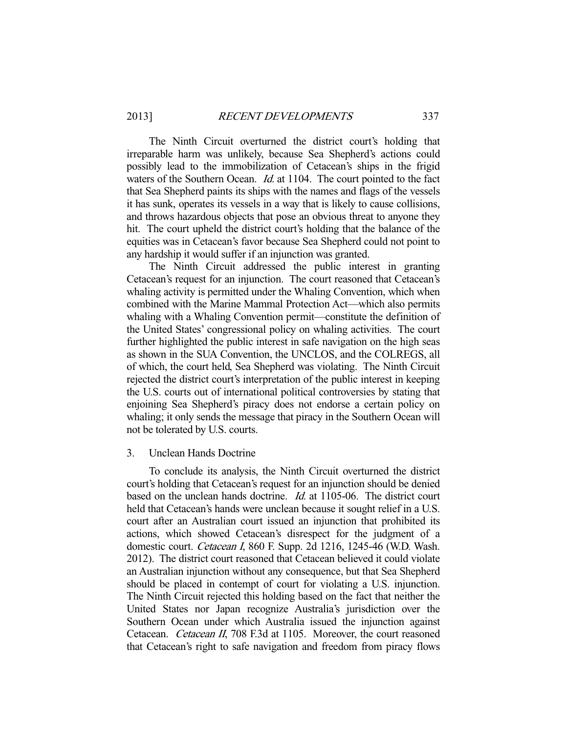The Ninth Circuit overturned the district court's holding that irreparable harm was unlikely, because Sea Shepherd's actions could possibly lead to the immobilization of Cetacean's ships in the frigid waters of the Southern Ocean. *Id.* at 1104. The court pointed to the fact that Sea Shepherd paints its ships with the names and flags of the vessels it has sunk, operates its vessels in a way that is likely to cause collisions, and throws hazardous objects that pose an obvious threat to anyone they hit. The court upheld the district court's holding that the balance of the equities was in Cetacean's favor because Sea Shepherd could not point to any hardship it would suffer if an injunction was granted.

The Ninth Circuit addressed the public interest in granting Cetacean's request for an injunction. The court reasoned that Cetacean's whaling activity is permitted under the Whaling Convention, which when combined with the Marine Mammal Protection Act—which also permits whaling with a Whaling Convention permit—constitute the definition of the United States' congressional policy on whaling activities. The court further highlighted the public interest in safe navigation on the high seas as shown in the SUA Convention, the UNCLOS, and the COLREGS, all of which, the court held, Sea Shepherd was violating. The Ninth Circuit rejected the district court's interpretation of the public interest in keeping the U.S. courts out of international political controversies by stating that enjoining Sea Shepherd's piracy does not endorse a certain policy on whaling; it only sends the message that piracy in the Southern Ocean will not be tolerated by U.S. courts.

### 3. Unclean Hands Doctrine

To conclude its analysis, the Ninth Circuit overturned the district court's holding that Cetacean's request for an injunction should be denied based on the unclean hands doctrine. *Id.* at 1105-06. The district court held that Cetacean's hands were unclean because it sought relief in a U.S. court after an Australian court issued an injunction that prohibited its actions, which showed Cetacean's disrespect for the judgment of a domestic court. *Cetacean I*, 860 F. Supp. 2d 1216, 1245-46 (W.D. Wash. 2012). The district court reasoned that Cetacean believed it could violate an Australian injunction without any consequence, but that Sea Shepherd should be placed in contempt of court for violating a U.S. injunction. The Ninth Circuit rejected this holding based on the fact that neither the United States nor Japan recognize Australia's jurisdiction over the Southern Ocean under which Australia issued the injunction against Cetacean. *Cetacean II*, 708 F.3d at 1105. Moreover, the court reasoned that Cetacean's right to safe navigation and freedom from piracy flows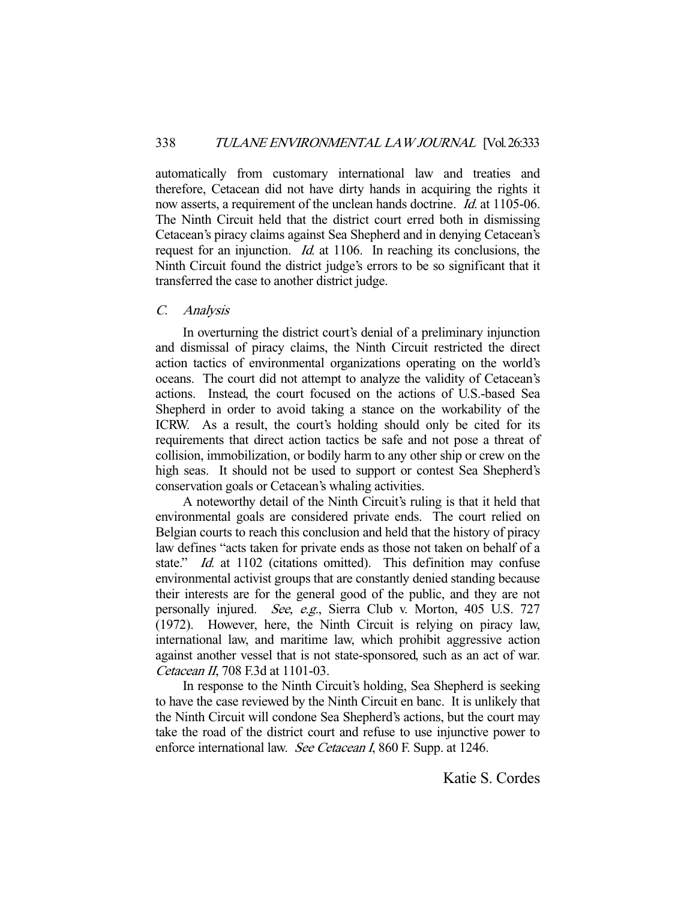automatically from customary international law and treaties and therefore, Cetacean did not have dirty hands in acquiring the rights it now asserts, a requirement of the unclean hands doctrine. *Id.* at 1105-06. The Ninth Circuit held that the district court erred both in dismissing Cetacean's piracy claims against Sea Shepherd and in denying Cetacean's request for an injunction. *Id.* at 1106. In reaching its conclusions, the Ninth Circuit found the district judge's errors to be so significant that it transferred the case to another district judge.

### *C. Analysis*

In overturning the district court's denial of a preliminary injunction and dismissal of piracy claims, the Ninth Circuit restricted the direct action tactics of environmental organizations operating on the world's oceans. The court did not attempt to analyze the validity of Cetacean's actions. Instead, the court focused on the actions of U.S.-based Sea Shepherd in order to avoid taking a stance on the workability of the ICRW. As a result, the court's holding should only be cited for its requirements that direct action tactics be safe and not pose a threat of collision, immobilization, or bodily harm to any other ship or crew on the high seas. It should not be used to support or contest Sea Shepherd's conservation goals or Cetacean's whaling activities.

A noteworthy detail of the Ninth Circuit's ruling is that it held that environmental goals are considered private ends. The court relied on Belgian courts to reach this conclusion and held that the history of piracy law defines "acts taken for private ends as those not taken on behalf of a state." *Id.* at 1102 (citations omitted). This definition may confuse environmental activist groups that are constantly denied standing because their interests are for the general good of the public, and they are not personally injured. *See, e.g.*, Sierra Club v. Morton, 405 U.S. 727 (1972). However, here, the Ninth Circuit is relying on piracy law, international law, and maritime law, which prohibit aggressive action against another vessel that is not state-sponsored, such as an act of war. *Cetacean II*, 708 F.3d at 1101-03.

In response to the Ninth Circuit's holding, Sea Shepherd is seeking to have the case reviewed by the Ninth Circuit en banc. It is unlikely that the Ninth Circuit will condone Sea Shepherd's actions, but the court may take the road of the district court and refuse to use injunctive power to enforce international law. *See Cetacean I*, 860 F. Supp. at 1246.

Katie S. Cordes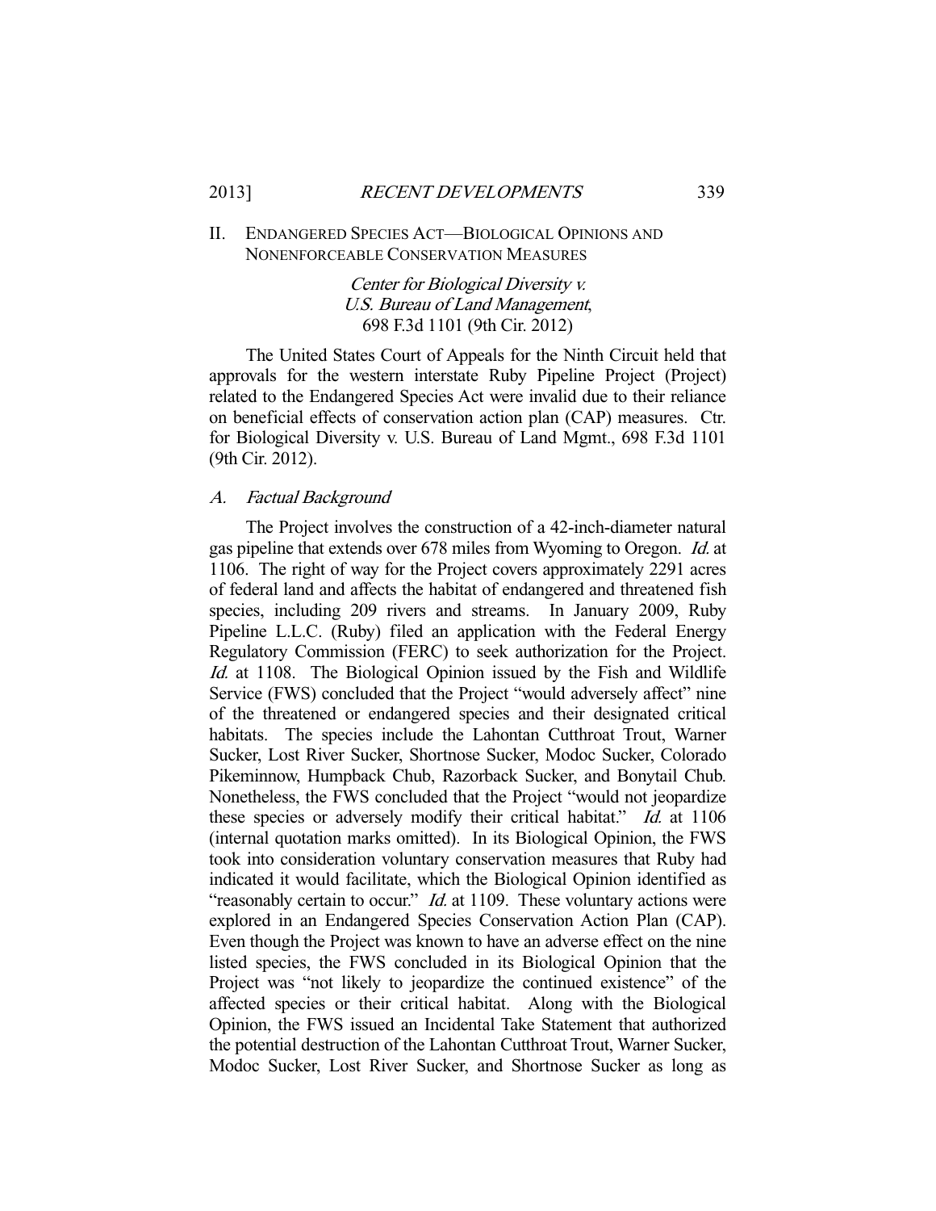## II. ENDANGERED SPECIES ACT—BIOLOGICAL OPINIONS AND NONENFORCEABLE CONSERVATION MEASURES

*Center for Biological Diversity v. U.S. Bureau of Land Management*, 698 F.3d 1101 (9th Cir. 2012)

The United States Court of Appeals for the Ninth Circuit held that approvals for the western interstate Ruby Pipeline Project (Project) related to the Endangered Species Act were invalid due to their reliance on beneficial effects of conservation action plan (CAP) measures. Ctr. for Biological Diversity v. U.S. Bureau of Land Mgmt., 698 F.3d 1101 (9th Cir. 2012).

### A. *Factual Background*

The Project involves the construction of a 42-inch-diameter natural gas pipeline that extends over 678 miles from Wyoming to Oregon. *Id.* at 1106. The right of way for the Project covers approximately 2291 acres of federal land and affects the habitat of endangered and threatened fish species, including 209 rivers and streams. In January 2009, Ruby Pipeline L.L.C. (Ruby) filed an application with the Federal Energy Regulatory Commission (FERC) to seek authorization for the Project. *Id.* at 1108. The Biological Opinion issued by the Fish and Wildlife Service (FWS) concluded that the Project "would adversely affect" nine of the threatened or endangered species and their designated critical habitats. The species include the Lahontan Cutthroat Trout, Warner Sucker, Lost River Sucker, Shortnose Sucker, Modoc Sucker, Colorado Pikeminnow, Humpback Chub, Razorback Sucker, and Bonytail Chub. Nonetheless, the FWS concluded that the Project "would not jeopardize these species or adversely modify their critical habitat." *Id.* at 1106 (internal quotation marks omitted). In its Biological Opinion, the FWS took into consideration voluntary conservation measures that Ruby had indicated it would facilitate, which the Biological Opinion identified as "reasonably certain to occur." *Id.* at 1109. These voluntary actions were explored in an Endangered Species Conservation Action Plan (CAP). Even though the Project was known to have an adverse effect on the nine listed species, the FWS concluded in its Biological Opinion that the Project was "not likely to jeopardize the continued existence" of the affected species or their critical habitat. Along with the Biological Opinion, the FWS issued an Incidental Take Statement that authorized the potential destruction of the Lahontan Cutthroat Trout, Warner Sucker, Modoc Sucker, Lost River Sucker, and Shortnose Sucker as long as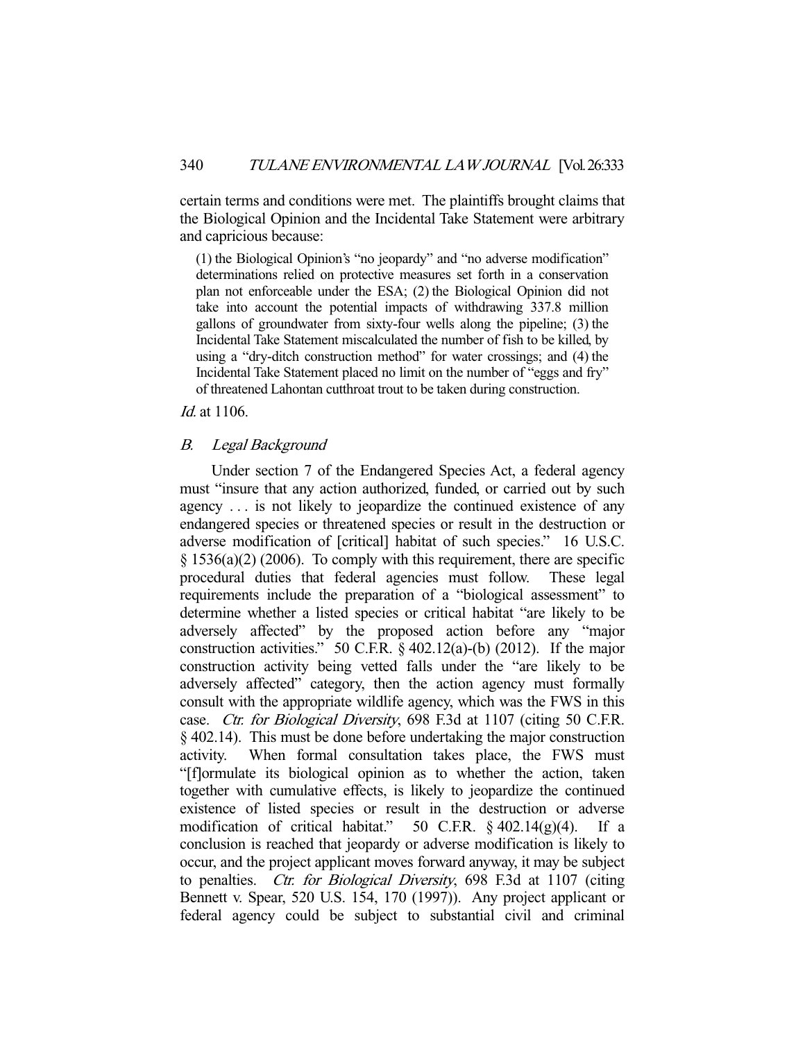certain terms and conditions were met. The plaintiffs brought claims that the Biological Opinion and the Incidental Take Statement were arbitrary and capricious because:

> (1) the Biological Opinion's "no jeopardy" and "no adverse modification" determinations relied on protective measures set forth in a conservation plan not enforceable under the ESA; (2) the Biological Opinion did not take into account the potential impacts of withdrawing 337.8 million gallons of groundwater from sixty-four wells along the pipeline; (3) the Incidental Take Statement miscalculated the number of fish to be killed, by using a "dry-ditch construction method" for water crossings; and (4) the Incidental Take Statement placed no limit on the number of "eggs and fry" of threatened Lahontan cutthroat trout to be taken during construction.

*Id.* at 1106.

### *B. Legal Background*

Under section 7 of the Endangered Species Act, a federal agency must "insure that any action authorized, funded, or carried out by such agency . . . is not likely to jeopardize the continued existence of any endangered species or threatened species or result in the destruction or adverse modification of [critical] habitat of such species." 16 U.S.C. § 1536(a)(2) (2006). To comply with this requirement, there are specific procedural duties that federal agencies must follow. These legal requirements include the preparation of a "biological assessment" to determine whether a listed species or critical habitat "are likely to be adversely affected" by the proposed action before any "major construction activities." 50 C.F.R. § 402.12(a)-(b) (2012). If the major construction activity being vetted falls under the "are likely to be adversely affected" category, then the action agency must formally consult with the appropriate wildlife agency, which was the FWS in this case. *Ctr. for Biological Diversity*, 698 F.3d at 1107 (citing 50 C.F.R. § 402.14). This must be done before undertaking the major construction activity. When formal consultation takes place, the FWS must "[f]ormulate its biological opinion as to whether the action, taken together with cumulative effects, is likely to jeopardize the continued existence of listed species or result in the destruction or adverse modification of critical habitat." 50 C.F.R. § 402.14(g)(4). If a conclusion is reached that jeopardy or adverse modification is likely to occur, and the project applicant moves forward anyway, it may be subject to penalties. *Ctr. for Biological Diversity*, 698 F.3d at 1107 (citing Bennett v. Spear, 520 U.S. 154, 170 (1997)). Any project applicant or federal agency could be subject to substantial civil and criminal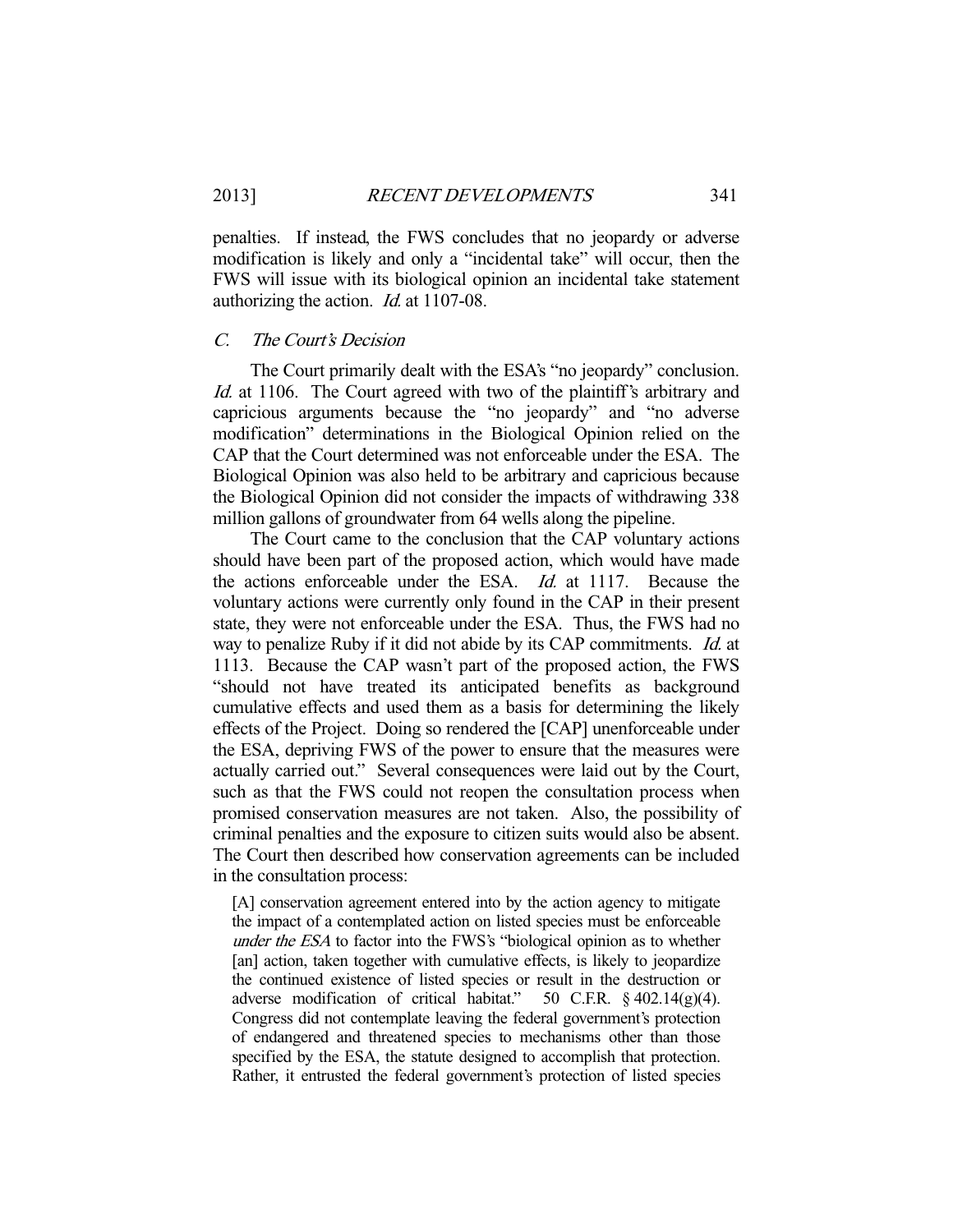penalties. If instead, the FWS concludes that no jeopardy or adverse modification is likely and only a "incidental take" will occur, then the FWS will issue with its biological opinion an incidental take statement authorizing the action. *Id.* at 1107-08.

### C. *The Court's Decision*

The Court primarily dealt with the ESA's "no jeopardy" conclusion. *Id.* at 1106. The Court agreed with two of the plaintiff's arbitrary and capricious arguments because the "no jeopardy" and "no adverse modification" determinations in the Biological Opinion relied on the CAP that the Court determined was not enforceable under the ESA. The Biological Opinion was also held to be arbitrary and capricious because the Biological Opinion did not consider the impacts of withdrawing 338 million gallons of groundwater from 64 wells along the pipeline.

The Court came to the conclusion that the CAP voluntary actions should have been part of the proposed action, which would have made the actions enforceable under the ESA. *Id.* at 1117. Because the voluntary actions were currently only found in the CAP in their present state, they were not enforceable under the ESA. Thus, the FWS had no way to penalize Ruby if it did not abide by its CAP commitments. *Id.* at 1113. Because the CAP wasn't part of the proposed action, the FWS "should not have treated its anticipated benefits as background cumulative effects and used them as a basis for determining the likely effects of the Project. Doing so rendered the [CAP] unenforceable under the ESA, depriving FWS of the power to ensure that the measures were actually carried out." Several consequences were laid out by the Court, such as that the FWS could not reopen the consultation process when promised conservation measures are not taken. Also, the possibility of criminal penalties and the exposure to citizen suits would also be absent. The Court then described how conservation agreements can be included in the consultation process:

> [A] conservation agreement entered into by the action agency to mitigate the impact of a contemplated action on listed species must be enforceable *under the ESA* to factor into the FWS's "biological opinion as to whether [an] action, taken together with cumulative effects, is likely to jeopardize the continued existence of listed species or result in the destruction or adverse modification of critical habitat." 50 C.F.R. § 402.14(g)(4). Congress did not contemplate leaving the federal government's protection of endangered and threatened species to mechanisms other than those specified by the ESA, the statute designed to accomplish that protection. Rather, it entrusted the federal government's protection of listed species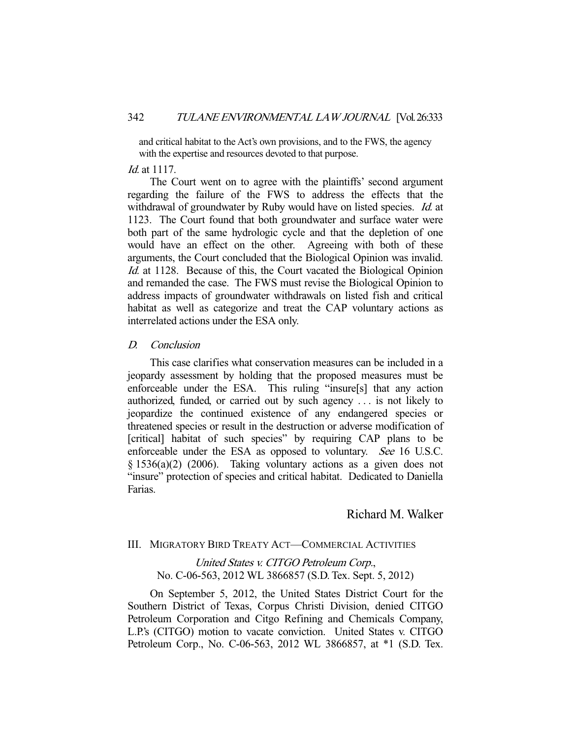> and critical habitat to the Act's own provisions, and to the FWS, the agency with the expertise and resources devoted to that purpose.

*Id.* at 1117.

The Court went on to agree with the plaintiffs' second argument regarding the failure of the FWS to address the effects that the withdrawal of groundwater by Ruby would have on listed species. *Id.* at 1123. The Court found that both groundwater and surface water were both part of the same hydrologic cycle and that the depletion of one would have an effect on the other. Agreeing with both of these arguments, the Court concluded that the Biological Opinion was invalid. *Id.* at 1128. Because of this, the Court vacated the Biological Opinion and remanded the case. The FWS must revise the Biological Opinion to address impacts of groundwater withdrawals on listed fish and critical habitat as well as categorize and treat the CAP voluntary actions as interrelated actions under the ESA only.

### D. *Conclusion*

This case clarifies what conservation measures can be included in a jeopardy assessment by holding that the proposed measures must be enforceable under the ESA. This ruling "insure[s] that any action authorized, funded, or carried out by such agency . . . is not likely to jeopardize the continued existence of any endangered species or threatened species or result in the destruction or adverse modification of [critical] habitat of such species" by requiring CAP plans to be enforceable under the ESA as opposed to voluntary. *See* 16 U.S.C. § 1536(a)(2) (2006). Taking voluntary actions as a given does not "insure" protection of species and critical habitat. Dedicated to Daniella Farias.

Richard M. Walker

## III. Migratory Bird Treaty Act—Commercial Activities

*United States v. CITGO Petroleum Corp.*,
No. C-06-563, 2012 WL 3866857 (S.D. Tex. Sept. 5, 2012)

On September 5, 2012, the United States District Court for the Southern District of Texas, Corpus Christi Division, denied CITGO Petroleum Corporation and Citgo Refining and Chemicals Company, L.P.'s (CITGO) motion to vacate conviction. United States v. CITGO Petroleum Corp., No. C-06-563, 2012 WL 3866857, at *1 (S.D. Tex.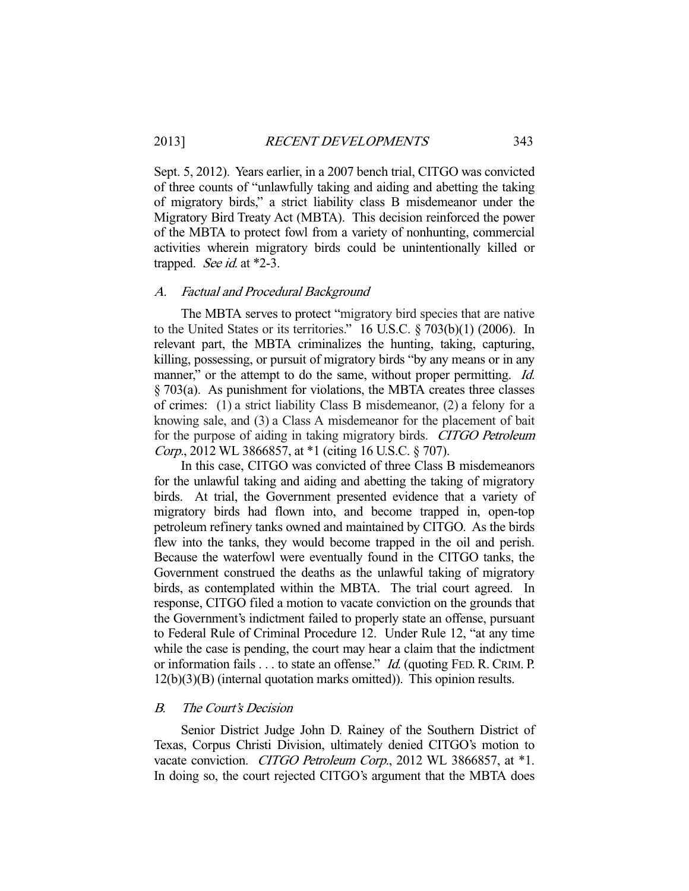Sept. 5, 2012). Years earlier, in a 2007 bench trial, CITGO was convicted of three counts of "unlawfully taking and aiding and abetting the taking of migratory birds," a strict liability class B misdemeanor under the Migratory Bird Treaty Act (MBTA). This decision reinforced the power of the MBTA to protect fowl from a variety of nonhunting, commercial activities wherein migratory birds could be unintentionally killed or trapped. *See id.* at *2-3.

### *A. Factual and Procedural Background*

The MBTA serves to protect "migratory bird species that are native to the United States or its territories." 16 U.S.C. § 703(b)(1) (2006). In relevant part, the MBTA criminalizes the hunting, taking, capturing, killing, possessing, or pursuit of migratory birds "by any means or in any manner," or the attempt to do the same, without proper permitting. *Id.* § 703(a). As punishment for violations, the MBTA creates three classes of crimes: (1) a strict liability Class B misdemeanor, (2) a felony for a knowing sale, and (3) a Class A misdemeanor for the placement of bait for the purpose of aiding in taking migratory birds. *CITGO Petroleum Corp.*, 2012 WL 3866857, at *1 (citing 16 U.S.C. § 707).

In this case, CITGO was convicted of three Class B misdemeanors for the unlawful taking and aiding and abetting the taking of migratory birds. At trial, the Government presented evidence that a variety of migratory birds had flown into, and become trapped in, open-top petroleum refinery tanks owned and maintained by CITGO. As the birds flew into the tanks, they would become trapped in the oil and perish. Because the waterfowl were eventually found in the CITGO tanks, the Government construed the deaths as the unlawful taking of migratory birds, as contemplated within the MBTA. The trial court agreed. In response, CITGO filed a motion to vacate conviction on the grounds that the Government's indictment failed to properly state an offense, pursuant to Federal Rule of Criminal Procedure 12. Under Rule 12, "at any time while the case is pending, the court may hear a claim that the indictment or information fails . . . to state an offense." *Id.* (quoting FED. R. CRIM. P. 12(b)(3)(B) (internal quotation marks omitted)). This opinion results.

### *B. The Court's Decision*

Senior District Judge John D. Rainey of the Southern District of Texas, Corpus Christi Division, ultimately denied CITGO's motion to vacate conviction. *CITGO Petroleum Corp.*, 2012 WL 3866857, at *1. In doing so, the court rejected CITGO's argument that the MBTA does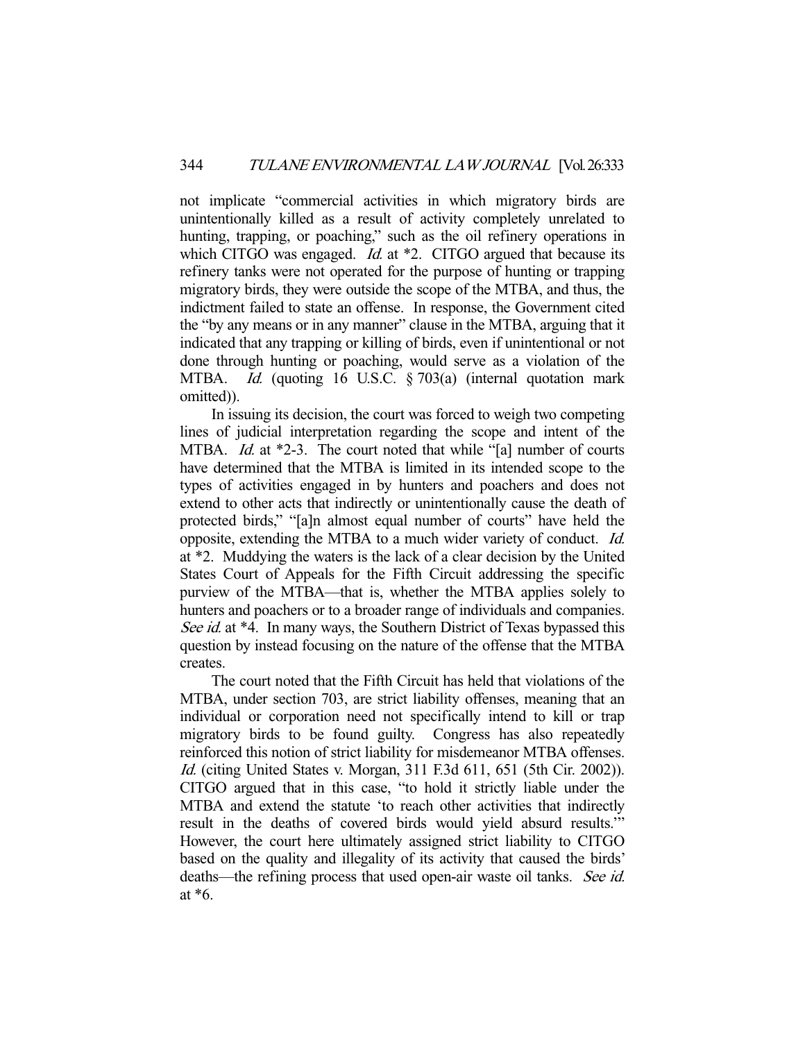not implicate "commercial activities in which migratory birds are unintentionally killed as a result of activity completely unrelated to hunting, trapping, or poaching," such as the oil refinery operations in which CITGO was engaged. *Id.* at *2. CITGO argued that because its refinery tanks were not operated for the purpose of hunting or trapping migratory birds, they were outside the scope of the MTBA, and thus, the indictment failed to state an offense. In response, the Government cited the "by any means or in any manner" clause in the MTBA, arguing that it indicated that any trapping or killing of birds, even if unintentional or not done through hunting or poaching, would serve as a violation of the MTBA. *Id.* (quoting 16 U.S.C. § 703(a) (internal quotation mark omitted)).

In issuing its decision, the court was forced to weigh two competing lines of judicial interpretation regarding the scope and intent of the MTBA. *Id.* at *2-3. The court noted that while "[a] number of courts have determined that the MTBA is limited in its intended scope to the types of activities engaged in by hunters and poachers and does not extend to other acts that indirectly or unintentionally cause the death of protected birds," "[a]n almost equal number of courts" have held the opposite, extending the MTBA to a much wider variety of conduct. *Id.* at *2. Muddying the waters is the lack of a clear decision by the United States Court of Appeals for the Fifth Circuit addressing the specific purview of the MTBA—that is, whether the MTBA applies solely to hunters and poachers or to a broader range of individuals and companies. *See id.* at *4. In many ways, the Southern District of Texas bypassed this question by instead focusing on the nature of the offense that the MTBA creates.

The court noted that the Fifth Circuit has held that violations of the MTBA, under section 703, are strict liability offenses, meaning that an individual or corporation need not specifically intend to kill or trap migratory birds to be found guilty. Congress has also repeatedly reinforced this notion of strict liability for misdemeanor MTBA offenses. *Id.* (citing United States v. Morgan, 311 F.3d 611, 651 (5th Cir. 2002)). CITGO argued that in this case, "to hold it strictly liable under the MTBA and extend the statute 'to reach other activities that indirectly result in the deaths of covered birds would yield absurd results.'" However, the court here ultimately assigned strict liability to CITGO based on the quality and illegality of its activity that caused the birds' deaths—the refining process that used open-air waste oil tanks. *See id.* at *6.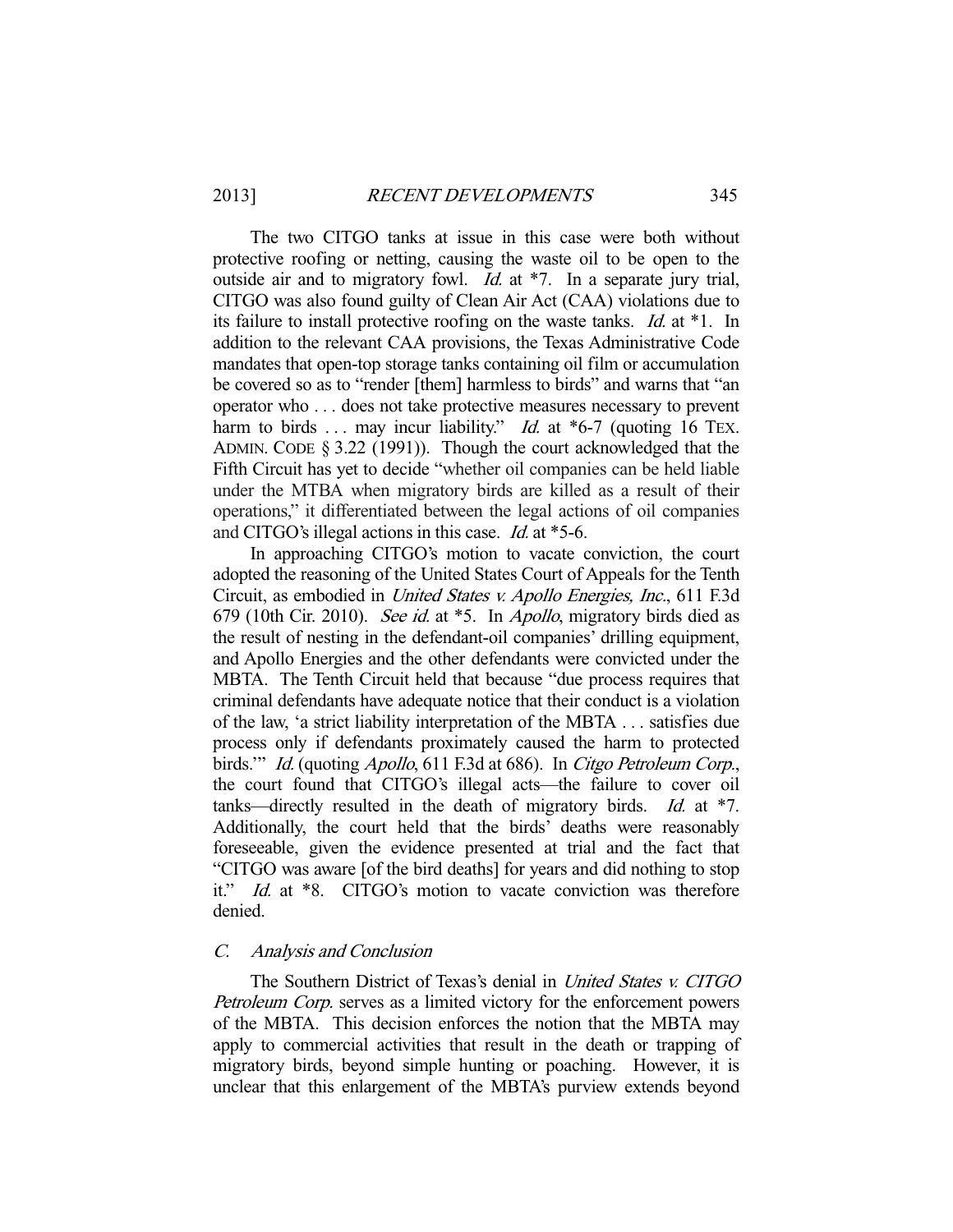The two CITGO tanks at issue in this case were both without protective roofing or netting, causing the waste oil to be open to the outside air and to migratory fowl. *Id.* at *7. In a separate jury trial, CITGO was also found guilty of Clean Air Act (CAA) violations due to its failure to install protective roofing on the waste tanks. *Id.* at *1. In addition to the relevant CAA provisions, the Texas Administrative Code mandates that open-top storage tanks containing oil film or accumulation be covered so as to "render [them] harmless to birds" and warns that "an operator who . . . does not take protective measures necessary to prevent harm to birds . . . may incur liability." *Id.* at *6-7 (quoting 16 TEX. ADMIN. CODE § 3.22 (1991)). Though the court acknowledged that the Fifth Circuit has yet to decide "whether oil companies can be held liable under the MTBA when migratory birds are killed as a result of their operations," it differentiated between the legal actions of oil companies and CITGO's illegal actions in this case. *Id.* at *5-6.

In approaching CITGO's motion to vacate conviction, the court adopted the reasoning of the United States Court of Appeals for the Tenth Circuit, as embodied in *United States v. Apollo Energies, Inc.*, 611 F.3d 679 (10th Cir. 2010). *See id.* at *5. In *Apollo*, migratory birds died as the result of nesting in the defendant-oil companies' drilling equipment, and Apollo Energies and the other defendants were convicted under the MBTA. The Tenth Circuit held that because "due process requires that criminal defendants have adequate notice that their conduct is a violation of the law, 'a strict liability interpretation of the MBTA . . . satisfies due process only if defendants proximately caused the harm to protected birds.'" *Id.* (quoting *Apollo*, 611 F.3d at 686). In *Citgo Petroleum Corp.*, the court found that CITGO's illegal acts—the failure to cover oil tanks—directly resulted in the death of migratory birds. *Id.* at *7. Additionally, the court held that the birds' deaths were reasonably foreseeable, given the evidence presented at trial and the fact that "CITGO was aware [of the bird deaths] for years and did nothing to stop it." *Id.* at *8. CITGO's motion to vacate conviction was therefore denied.

### *C. Analysis and Conclusion*

The Southern District of Texas's denial in *United States v. CITGO Petroleum Corp.* serves as a limited victory for the enforcement powers of the MBTA. This decision enforces the notion that the MBTA may apply to commercial activities that result in the death or trapping of migratory birds, beyond simple hunting or poaching. However, it is unclear that this enlargement of the MBTA's purview extends beyond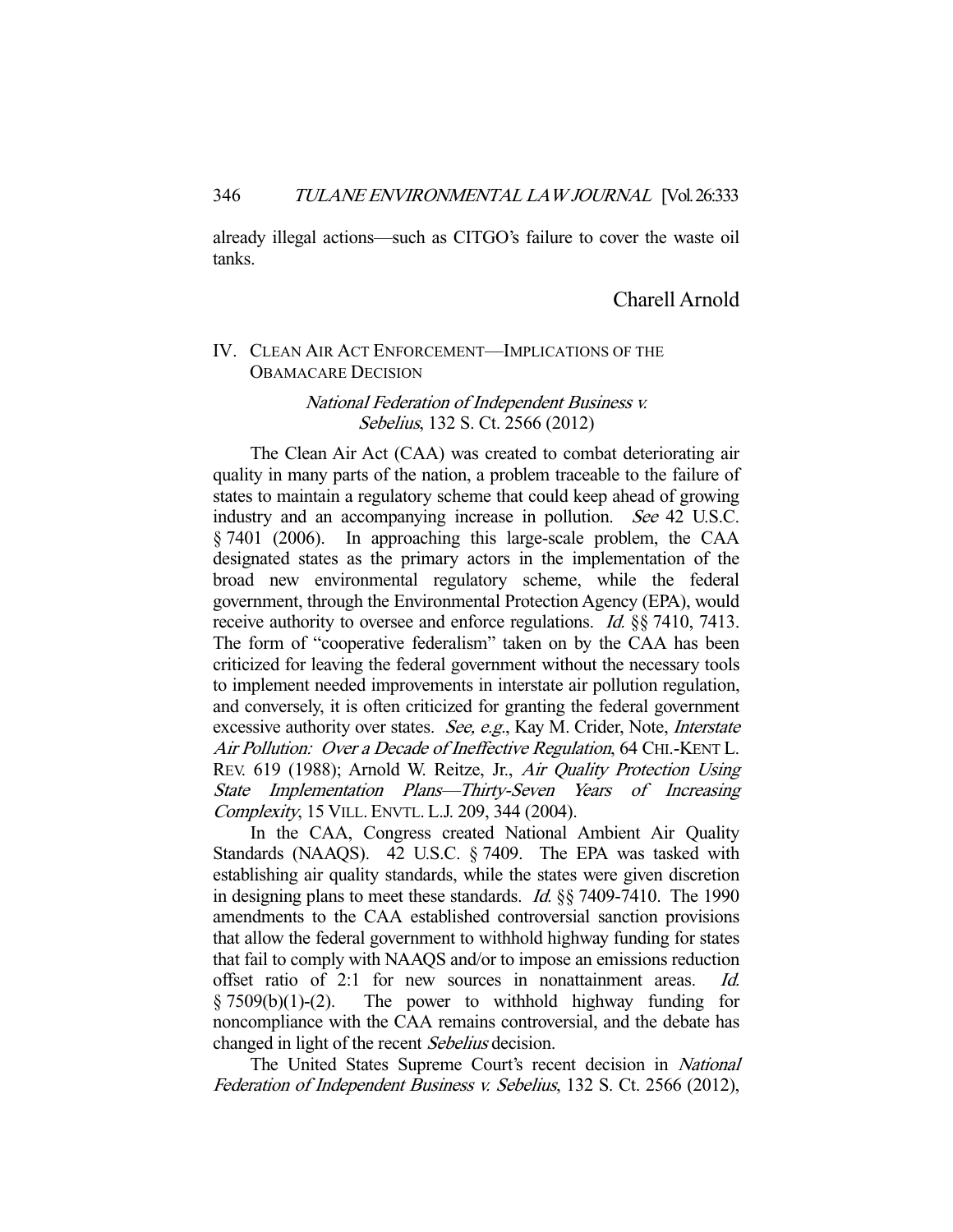already illegal actions—such as CITGO's failure to cover the waste oil tanks.

Charell Arnold

## IV. Clean Air Act Enforcement—Implications of the Obamacare Decision

*National Federation of Independent Business v. Sebelius*, 132 S. Ct. 2566 (2012)

The Clean Air Act (CAA) was created to combat deteriorating air quality in many parts of the nation, a problem traceable to the failure of states to maintain a regulatory scheme that could keep ahead of growing industry and an accompanying increase in pollution. *See* 42 U.S.C. § 7401 (2006). In approaching this large-scale problem, the CAA designated states as the primary actors in the implementation of the broad new environmental regulatory scheme, while the federal government, through the Environmental Protection Agency (EPA), would receive authority to oversee and enforce regulations. *Id.* §§ 7410, 7413. The form of "cooperative federalism" taken on by the CAA has been criticized for leaving the federal government without the necessary tools to implement needed improvements in interstate air pollution regulation, and conversely, it is often criticized for granting the federal government excessive authority over states. *See, e.g.*, Kay M. Crider, Note, *Interstate Air Pollution: Over a Decade of Ineffective Regulation*, 64 CHI.-KENT L. REV. 619 (1988); Arnold W. Reitze, Jr., *Air Quality Protection Using State Implementation Plans—Thirty-Seven Years of Increasing Complexity*, 15 VILL. ENVTL. L.J. 209, 344 (2004).

In the CAA, Congress created National Ambient Air Quality Standards (NAAQS). 42 U.S.C. § 7409. The EPA was tasked with establishing air quality standards, while the states were given discretion in designing plans to meet these standards. *Id.* §§ 7409-7410. The 1990 amendments to the CAA established controversial sanction provisions that allow the federal government to withhold highway funding for states that fail to comply with NAAQS and/or to impose an emissions reduction offset ratio of 2:1 for new sources in nonattainment areas. *Id.* § 7509(b)(1)-(2). The power to withhold highway funding for noncompliance with the CAA remains controversial, and the debate has changed in light of the recent *Sebelius* decision.

The United States Supreme Court's recent decision in *National Federation of Independent Business v. Sebelius*, 132 S. Ct. 2566 (2012),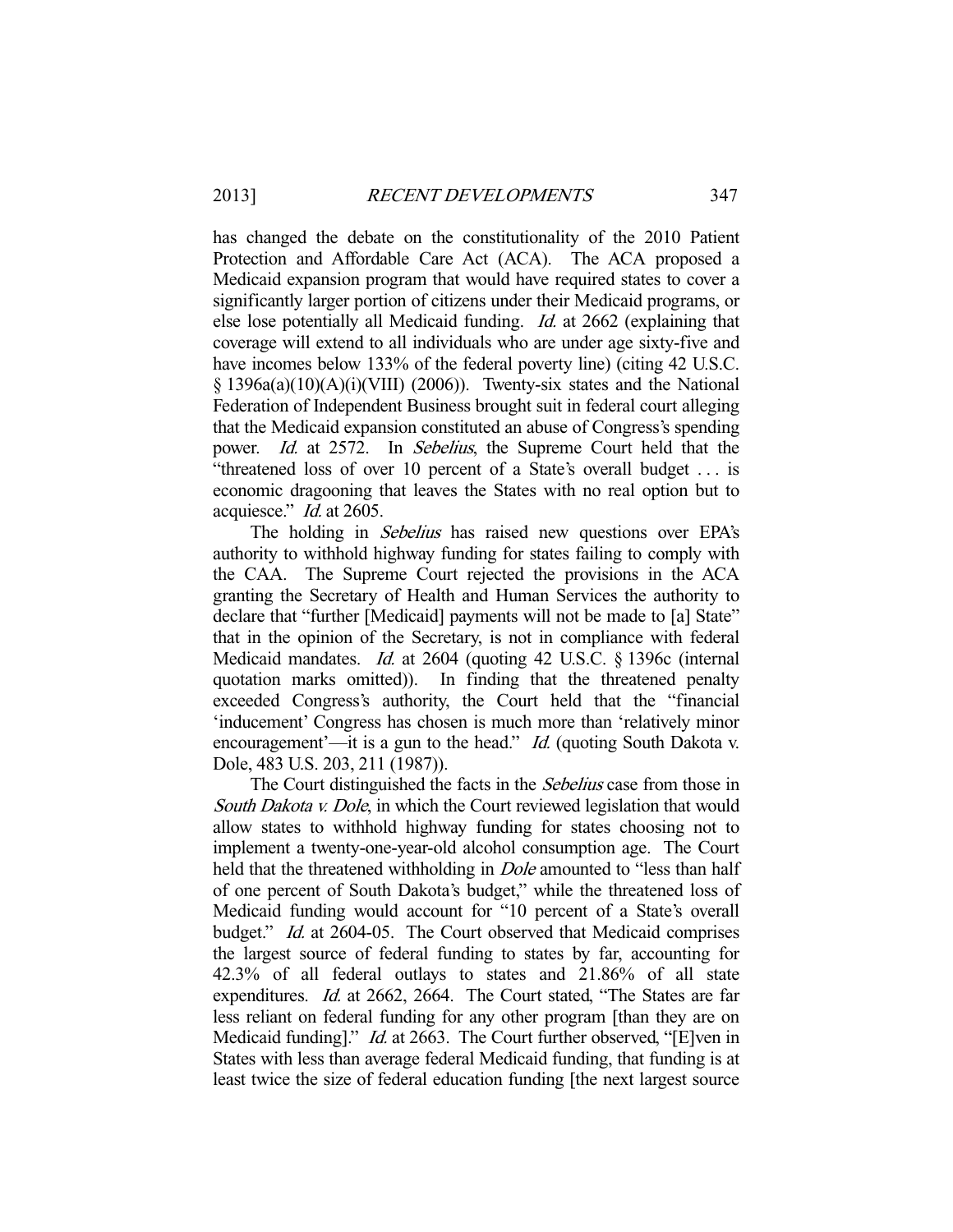has changed the debate on the constitutionality of the 2010 Patient Protection and Affordable Care Act (ACA). The ACA proposed a Medicaid expansion program that would have required states to cover a significantly larger portion of citizens under their Medicaid programs, or else lose potentially all Medicaid funding. *Id.* at 2662 (explaining that coverage will extend to all individuals who are under age sixty-five and have incomes below 133% of the federal poverty line) (citing 42 U.S.C. § 1396a(a)(10)(A)(i)(VIII) (2006)). Twenty-six states and the National Federation of Independent Business brought suit in federal court alleging that the Medicaid expansion constituted an abuse of Congress's spending power. *Id.* at 2572. In *Sebelius*, the Supreme Court held that the "threatened loss of over 10 percent of a State's overall budget . . . is economic dragooning that leaves the States with no real option but to acquiesce." *Id.* at 2605.

The holding in *Sebelius* has raised new questions over EPA's authority to withhold highway funding for states failing to comply with the CAA. The Supreme Court rejected the provisions in the ACA granting the Secretary of Health and Human Services the authority to declare that "further [Medicaid] payments will not be made to [a] State" that in the opinion of the Secretary, is not in compliance with federal Medicaid mandates. *Id.* at 2604 (quoting 42 U.S.C. § 1396c (internal quotation marks omitted)). In finding that the threatened penalty exceeded Congress's authority, the Court held that the "financial 'inducement' Congress has chosen is much more than 'relatively minor encouragement'—it is a gun to the head." *Id.* (quoting South Dakota v. Dole, 483 U.S. 203, 211 (1987)).

The Court distinguished the facts in the *Sebelius* case from those in *South Dakota v. Dole*, in which the Court reviewed legislation that would allow states to withhold highway funding for states choosing not to implement a twenty-one-year-old alcohol consumption age. The Court held that the threatened withholding in *Dole* amounted to "less than half of one percent of South Dakota's budget," while the threatened loss of Medicaid funding would account for "10 percent of a State's overall budget." *Id.* at 2604-05. The Court observed that Medicaid comprises the largest source of federal funding to states by far, accounting for 42.3% of all federal outlays to states and 21.86% of all state expenditures. *Id.* at 2662, 2664. The Court stated, "The States are far less reliant on federal funding for any other program [than they are on Medicaid funding]." *Id.* at 2663. The Court further observed, "[E]ven in States with less than average federal Medicaid funding, that funding is at least twice the size of federal education funding [the next largest source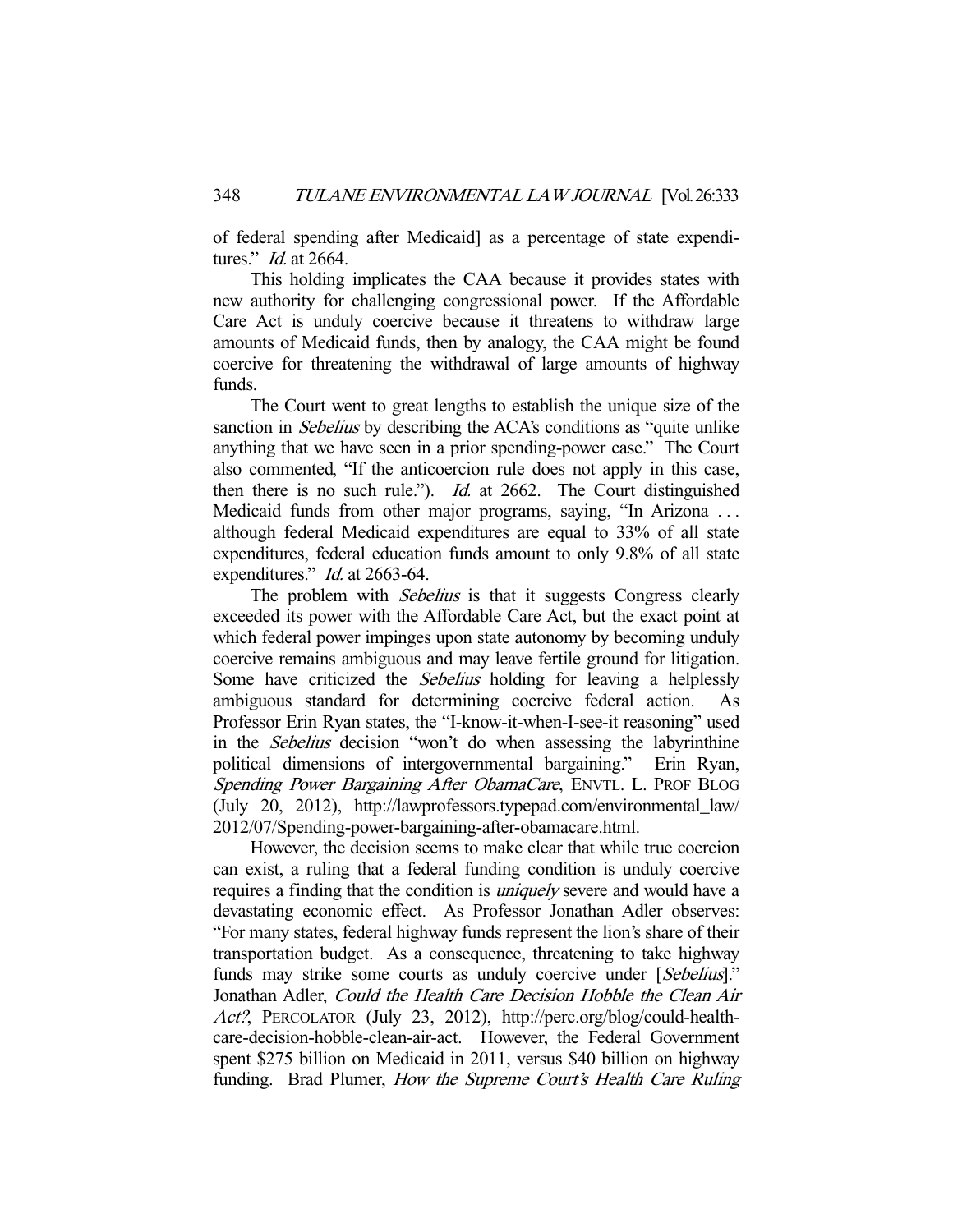of federal spending after Medicaid] as a percentage of state expenditures." *Id.* at 2664.

This holding implicates the CAA because it provides states with new authority for challenging congressional power. If the Affordable Care Act is unduly coercive because it threatens to withdraw large amounts of Medicaid funds, then by analogy, the CAA might be found coercive for threatening the withdrawal of large amounts of highway funds.

The Court went to great lengths to establish the unique size of the sanction in *Sebelius* by describing the ACA's conditions as "quite unlike anything that we have seen in a prior spending-power case." The Court also commented, "If the anticoercion rule does not apply in this case, then there is no such rule."). *Id.* at 2662. The Court distinguished Medicaid funds from other major programs, saying, "In Arizona . . . although federal Medicaid expenditures are equal to 33% of all state expenditures, federal education funds amount to only 9.8% of all state expenditures." *Id.* at 2663-64.

The problem with *Sebelius* is that it suggests Congress clearly exceeded its power with the Affordable Care Act, but the exact point at which federal power impinges upon state autonomy by becoming unduly coercive remains ambiguous and may leave fertile ground for litigation. Some have criticized the *Sebelius* holding for leaving a helplessly ambiguous standard for determining coercive federal action. As Professor Erin Ryan states, the "I-know-it-when-I-see-it reasoning" used in the *Sebelius* decision "won't do when assessing the labyrinthine political dimensions of intergovernmental bargaining." Erin Ryan, *Spending Power Bargaining After ObamaCare*, ENVTL. L. PROF BLOG (July 20, 2012), http://lawprofessors.typepad.com/environmental_law/2012/07/Spending-power-bargaining-after-obamacare.html.

However, the decision seems to make clear that while true coercion can exist, a ruling that a federal funding condition is unduly coercive requires a finding that the condition is *uniquely* severe and would have a devastating economic effect. As Professor Jonathan Adler observes: "For many states, federal highway funds represent the lion's share of their transportation budget. As a consequence, threatening to take highway funds may strike some courts as unduly coercive under [*Sebelius*]." Jonathan Adler, *Could the Health Care Decision Hobble the Clean Air Act?*, PERCOLATOR (July 23, 2012), http://perc.org/blog/could-health-care-decision-hobble-clean-air-act. However, the Federal Government spent $275 billion on Medicaid in 2011, versus $40 billion on highway funding. Brad Plumer, *How the Supreme Court's Health Care Ruling*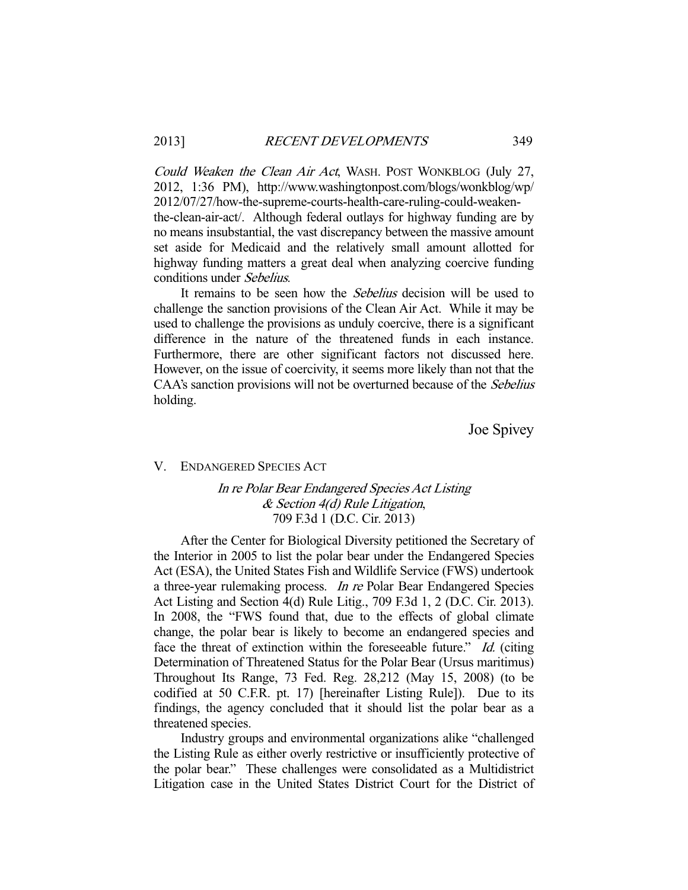*Could Weaken the Clean Air Act*, WASH. POST WONKBLOG (July 27, 2012, 1:36 PM), http://www.washingtonpost.com/blogs/wonkblog/wp/2012/07/27/how-the-supreme-courts-health-care-ruling-could-weaken-the-clean-air-act/. Although federal outlays for highway funding are by no means insubstantial, the vast discrepancy between the massive amount set aside for Medicaid and the relatively small amount allotted for highway funding matters a great deal when analyzing coercive funding conditions under *Sebelius*.

It remains to be seen how the *Sebelius* decision will be used to challenge the sanction provisions of the Clean Air Act. While it may be used to challenge the provisions as unduly coercive, there is a significant difference in the nature of the threatened funds in each instance. Furthermore, there are other significant factors not discussed here. However, on the issue of coercivity, it seems more likely than not that the CAA's sanction provisions will not be overturned because of the *Sebelius* holding.

Joe Spivey

## V. ENDANGERED SPECIES ACT

### *In re Polar Bear Endangered Species Act Listing & Section 4(d) Rule Litigation*, 709 F.3d 1 (D.C. Cir. 2013)

After the Center for Biological Diversity petitioned the Secretary of the Interior in 2005 to list the polar bear under the Endangered Species Act (ESA), the United States Fish and Wildlife Service (FWS) undertook a three-year rulemaking process. *In re* Polar Bear Endangered Species Act Listing and Section 4(d) Rule Litig., 709 F.3d 1, 2 (D.C. Cir. 2013). In 2008, the "FWS found that, due to the effects of global climate change, the polar bear is likely to become an endangered species and face the threat of extinction within the foreseeable future." *Id.* (citing Determination of Threatened Status for the Polar Bear (Ursus maritimus) Throughout Its Range, 73 Fed. Reg. 28,212 (May 15, 2008) (to be codified at 50 C.F.R. pt. 17) [hereinafter Listing Rule]). Due to its findings, the agency concluded that it should list the polar bear as a threatened species.

Industry groups and environmental organizations alike "challenged the Listing Rule as either overly restrictive or insufficiently protective of the polar bear." These challenges were consolidated as a Multidistrict Litigation case in the United States District Court for the District of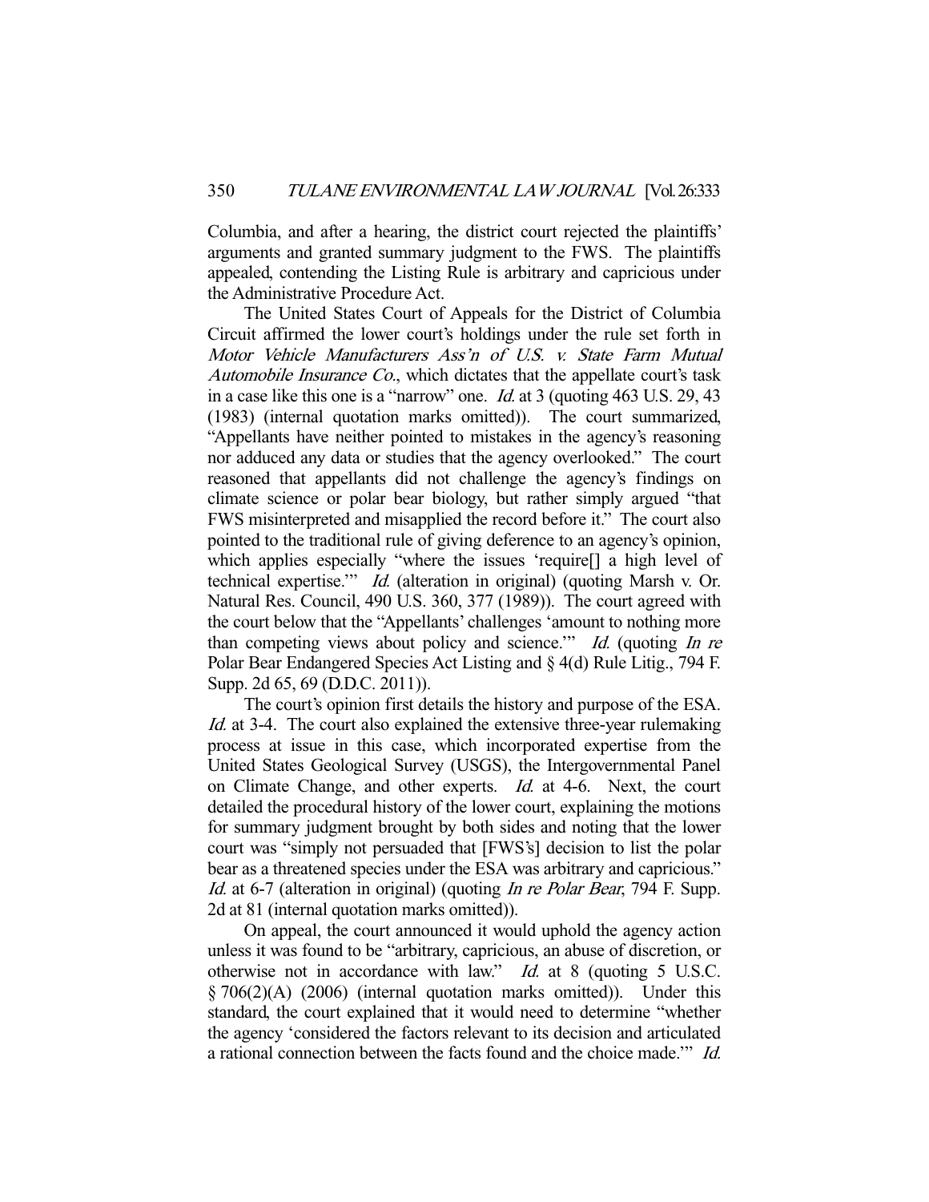Columbia, and after a hearing, the district court rejected the plaintiffs' arguments and granted summary judgment to the FWS. The plaintiffs appealed, contending the Listing Rule is arbitrary and capricious under the Administrative Procedure Act.

The United States Court of Appeals for the District of Columbia Circuit affirmed the lower court's holdings under the rule set forth in *Motor Vehicle Manufacturers Ass'n of U.S. v. State Farm Mutual Automobile Insurance Co.*, which dictates that the appellate court's task in a case like this one is a "narrow" one. *Id.* at 3 (quoting 463 U.S. 29, 43 (1983) (internal quotation marks omitted)). The court summarized, "Appellants have neither pointed to mistakes in the agency's reasoning nor adduced any data or studies that the agency overlooked." The court reasoned that appellants did not challenge the agency's findings on climate science or polar bear biology, but rather simply argued "that FWS misinterpreted and misapplied the record before it." The court also pointed to the traditional rule of giving deference to an agency's opinion, which applies especially "where the issues 'require[] a high level of technical expertise.'" *Id.* (alteration in original) (quoting Marsh v. Or. Natural Res. Council, 490 U.S. 360, 377 (1989)). The court agreed with the court below that the "Appellants' challenges 'amount to nothing more than competing views about policy and science.'" *Id.* (quoting *In re* Polar Bear Endangered Species Act Listing and § 4(d) Rule Litig., 794 F. Supp. 2d 65, 69 (D.D.C. 2011)).

The court's opinion first details the history and purpose of the ESA. *Id.* at 3-4. The court also explained the extensive three-year rulemaking process at issue in this case, which incorporated expertise from the United States Geological Survey (USGS), the Intergovernmental Panel on Climate Change, and other experts. *Id.* at 4-6. Next, the court detailed the procedural history of the lower court, explaining the motions for summary judgment brought by both sides and noting that the lower court was "simply not persuaded that [FWS's] decision to list the polar bear as a threatened species under the ESA was arbitrary and capricious." *Id.* at 6-7 (alteration in original) (quoting *In re Polar Bear*, 794 F. Supp. 2d at 81 (internal quotation marks omitted)).

On appeal, the court announced it would uphold the agency action unless it was found to be "arbitrary, capricious, an abuse of discretion, or otherwise not in accordance with law." *Id.* at 8 (quoting 5 U.S.C. § 706(2)(A) (2006) (internal quotation marks omitted)). Under this standard, the court explained that it would need to determine "whether the agency 'considered the factors relevant to its decision and articulated a rational connection between the facts found and the choice made.'" *Id.*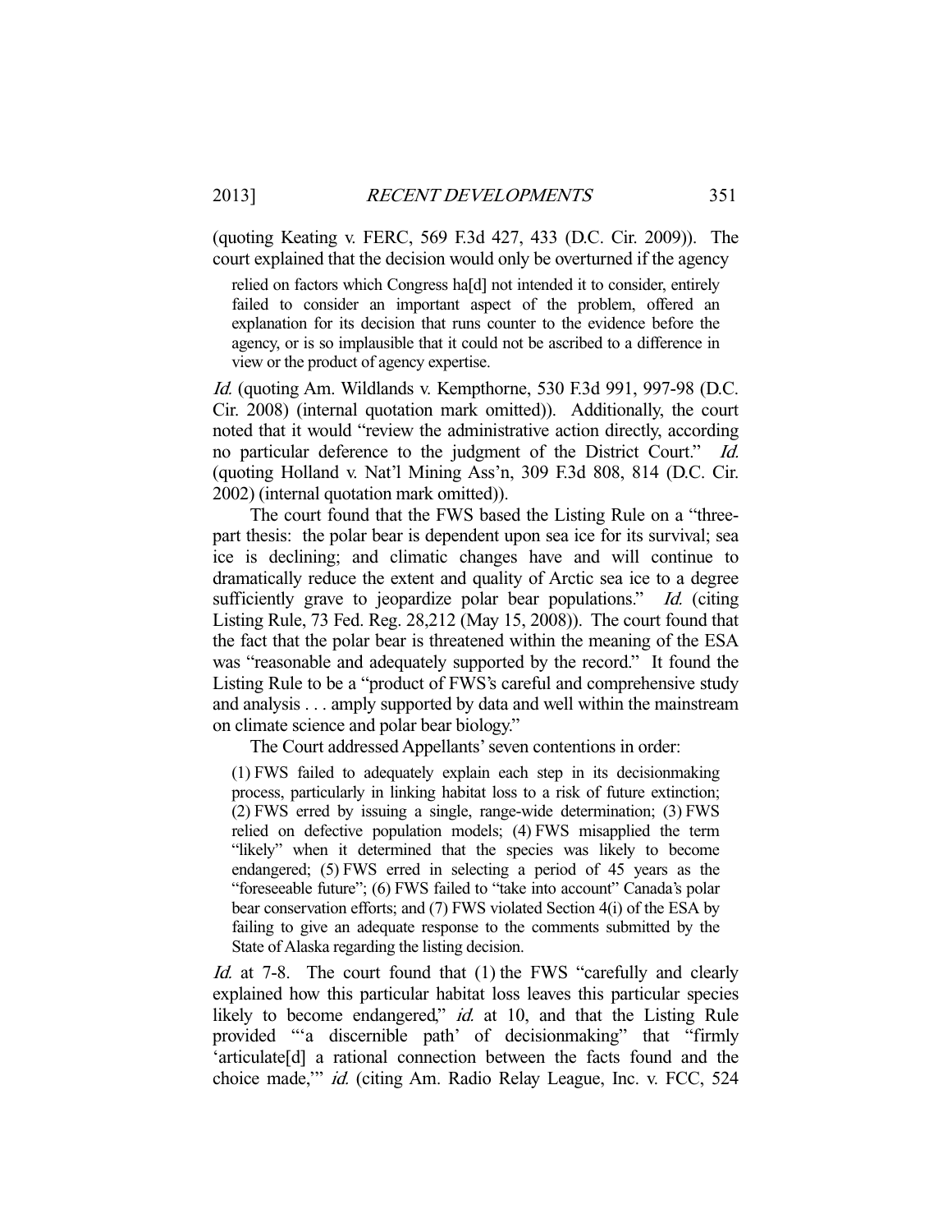(quoting Keating v. FERC, 569 F.3d 427, 433 (D.C. Cir. 2009)). The court explained that the decision would only be overturned if the agency

> relied on factors which Congress ha[d] not intended it to consider, entirely failed to consider an important aspect of the problem, offered an explanation for its decision that runs counter to the evidence before the agency, or is so implausible that it could not be ascribed to a difference in view or the product of agency expertise.

*Id.* (quoting Am. Wildlands v. Kempthorne, 530 F.3d 991, 997-98 (D.C. Cir. 2008) (internal quotation mark omitted)). Additionally, the court noted that it would "review the administrative action directly, according no particular deference to the judgment of the District Court." *Id.* (quoting Holland v. Nat'l Mining Ass'n, 309 F.3d 808, 814 (D.C. Cir. 2002) (internal quotation mark omitted)).

The court found that the FWS based the Listing Rule on a "three-part thesis: the polar bear is dependent upon sea ice for its survival; sea ice is declining; and climatic changes have and will continue to dramatically reduce the extent and quality of Arctic sea ice to a degree sufficiently grave to jeopardize polar bear populations." *Id.* (citing Listing Rule, 73 Fed. Reg. 28,212 (May 15, 2008)). The court found that the fact that the polar bear is threatened within the meaning of the ESA was "reasonable and adequately supported by the record." It found the Listing Rule to be a "product of FWS's careful and comprehensive study and analysis . . . amply supported by data and well within the mainstream on climate science and polar bear biology."

The Court addressed Appellants' seven contentions in order:

> (1) FWS failed to adequately explain each step in its decisionmaking process, particularly in linking habitat loss to a risk of future extinction; (2) FWS erred by issuing a single, range-wide determination; (3) FWS relied on defective population models; (4) FWS misapplied the term "likely" when it determined that the species was likely to become endangered; (5) FWS erred in selecting a period of 45 years as the "foreseeable future"; (6) FWS failed to "take into account" Canada's polar bear conservation efforts; and (7) FWS violated Section 4(i) of the ESA by failing to give an adequate response to the comments submitted by the State of Alaska regarding the listing decision.

*Id.* at 7-8. The court found that (1) the FWS "carefully and clearly explained how this particular habitat loss leaves this particular species likely to become endangered," *id.* at 10, and that the Listing Rule provided "'a discernible path' of decisionmaking" that "firmly 'articulate[d] a rational connection between the facts found and the choice made,'" *id.* (citing Am. Radio Relay League, Inc. v. FCC, 524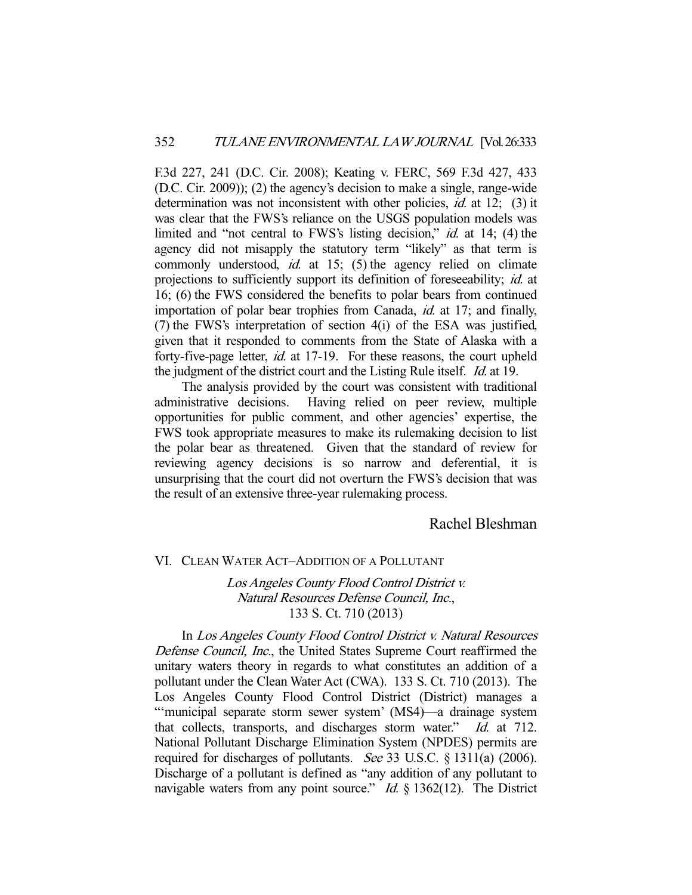F.3d 227, 241 (D.C. Cir. 2008); Keating v. FERC, 569 F.3d 427, 433 (D.C. Cir. 2009)); (2) the agency's decision to make a single, range-wide determination was not inconsistent with other policies, *id.* at 12; (3) it was clear that the FWS's reliance on the USGS population models was limited and "not central to FWS's listing decision," *id.* at 14; (4) the agency did not misapply the statutory term "likely" as that term is commonly understood, *id.* at 15; (5) the agency relied on climate projections to sufficiently support its definition of foreseeability; *id.* at 16; (6) the FWS considered the benefits to polar bears from continued importation of polar bear trophies from Canada, *id.* at 17; and finally, (7) the FWS's interpretation of section 4(i) of the ESA was justified, given that it responded to comments from the State of Alaska with a forty-five-page letter, *id.* at 17-19. For these reasons, the court upheld the judgment of the district court and the Listing Rule itself. *Id.* at 19.

The analysis provided by the court was consistent with traditional administrative decisions. Having relied on peer review, multiple opportunities for public comment, and other agencies' expertise, the FWS took appropriate measures to make its rulemaking decision to list the polar bear as threatened. Given that the standard of review for reviewing agency decisions is so narrow and deferential, it is unsurprising that the court did not overturn the FWS's decision that was the result of an extensive three-year rulemaking process.

Rachel Bleshman

## VI. Clean Water Act–Addition of a Pollutant

*Los Angeles County Flood Control District v. Natural Resources Defense Council, Inc.*, 133 S. Ct. 710 (2013)

In *Los Angeles County Flood Control District v. Natural Resources Defense Council, Inc.*, the United States Supreme Court reaffirmed the unitary waters theory in regards to what constitutes an addition of a pollutant under the Clean Water Act (CWA). 133 S. Ct. 710 (2013). The Los Angeles County Flood Control District (District) manages a "'municipal separate storm sewer system' (MS4)—a drainage system that collects, transports, and discharges storm water." *Id.* at 712. National Pollutant Discharge Elimination System (NPDES) permits are required for discharges of pollutants. *See* 33 U.S.C. § 1311(a) (2006). Discharge of a pollutant is defined as "any addition of any pollutant to navigable waters from any point source." *Id.* § 1362(12). The District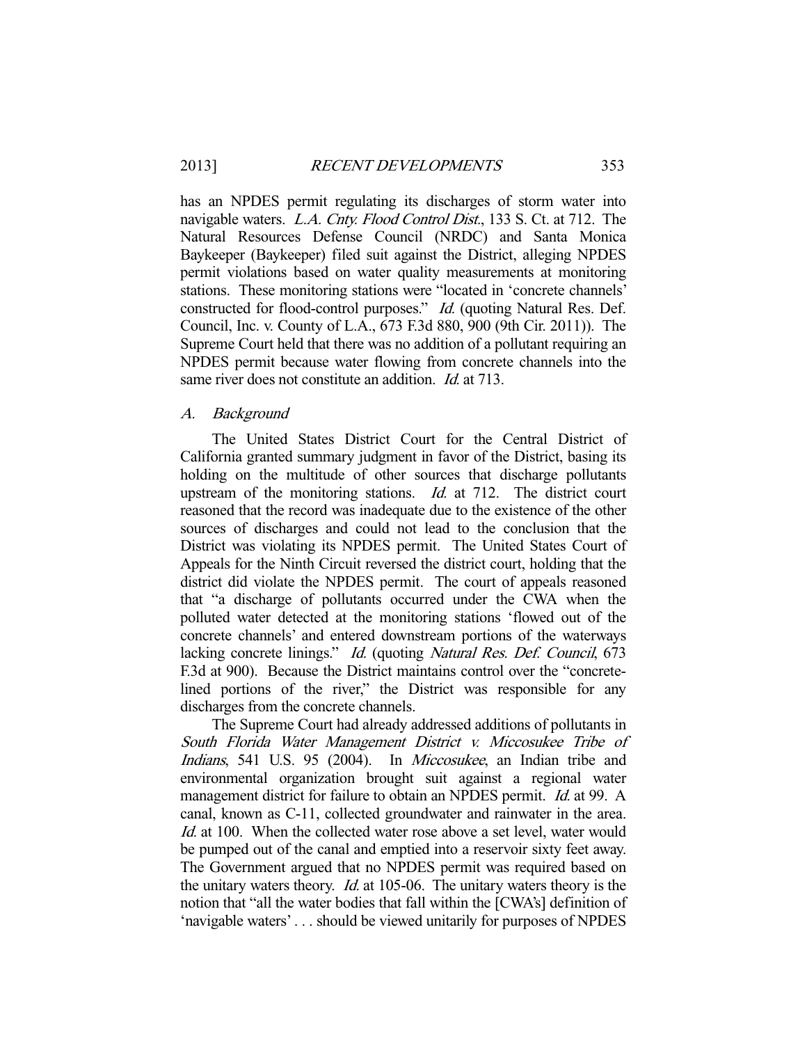has an NPDES permit regulating its discharges of storm water into navigable waters. *L.A. Cnty. Flood Control Dist.*, 133 S. Ct. at 712. The Natural Resources Defense Council (NRDC) and Santa Monica Baykeeper (Baykeeper) filed suit against the District, alleging NPDES permit violations based on water quality measurements at monitoring stations. These monitoring stations were "located in 'concrete channels' constructed for flood-control purposes." *Id.* (quoting Natural Res. Def. Council, Inc. v. County of L.A., 673 F.3d 880, 900 (9th Cir. 2011)). The Supreme Court held that there was no addition of a pollutant requiring an NPDES permit because water flowing from concrete channels into the same river does not constitute an addition. *Id.* at 713.

### A. *Background*

The United States District Court for the Central District of California granted summary judgment in favor of the District, basing its holding on the multitude of other sources that discharge pollutants upstream of the monitoring stations. *Id.* at 712. The district court reasoned that the record was inadequate due to the existence of the other sources of discharges and could not lead to the conclusion that the District was violating its NPDES permit. The United States Court of Appeals for the Ninth Circuit reversed the district court, holding that the district did violate the NPDES permit. The court of appeals reasoned that "a discharge of pollutants occurred under the CWA when the polluted water detected at the monitoring stations 'flowed out of the concrete channels' and entered downstream portions of the waterways lacking concrete linings." *Id.* (quoting *Natural Res. Def. Council*, 673 F.3d at 900). Because the District maintains control over the "concrete-lined portions of the river," the District was responsible for any discharges from the concrete channels.

The Supreme Court had already addressed additions of pollutants in *South Florida Water Management District v. Miccosukee Tribe of Indians*, 541 U.S. 95 (2004). In *Miccosukee*, an Indian tribe and environmental organization brought suit against a regional water management district for failure to obtain an NPDES permit. *Id.* at 99. A canal, known as C-11, collected groundwater and rainwater in the area. *Id.* at 100. When the collected water rose above a set level, water would be pumped out of the canal and emptied into a reservoir sixty feet away. The Government argued that no NPDES permit was required based on the unitary waters theory. *Id.* at 105-06. The unitary waters theory is the notion that "all the water bodies that fall within the [CWA's] definition of 'navigable waters' . . . should be viewed unitarily for purposes of NPDES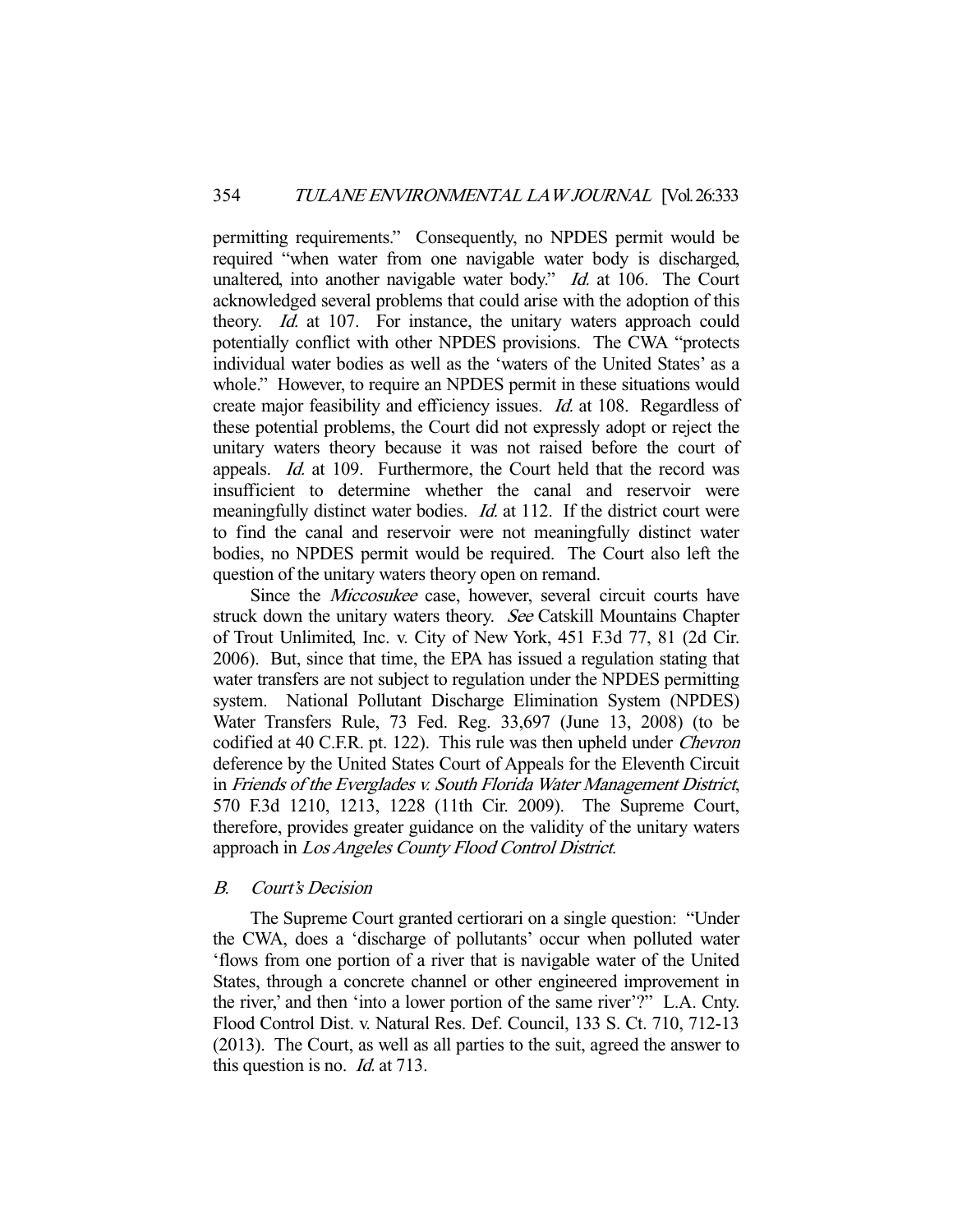permitting requirements." Consequently, no NPDES permit would be required "when water from one navigable water body is discharged, unaltered, into another navigable water body." *Id.* at 106. The Court acknowledged several problems that could arise with the adoption of this theory. *Id.* at 107. For instance, the unitary waters approach could potentially conflict with other NPDES provisions. The CWA "protects individual water bodies as well as the 'waters of the United States' as a whole." However, to require an NPDES permit in these situations would create major feasibility and efficiency issues. *Id.* at 108. Regardless of these potential problems, the Court did not expressly adopt or reject the unitary waters theory because it was not raised before the court of appeals. *Id.* at 109. Furthermore, the Court held that the record was insufficient to determine whether the canal and reservoir were meaningfully distinct water bodies. *Id.* at 112. If the district court were to find the canal and reservoir were not meaningfully distinct water bodies, no NPDES permit would be required. The Court also left the question of the unitary waters theory open on remand.

Since the *Miccosukee* case, however, several circuit courts have struck down the unitary waters theory. *See* Catskill Mountains Chapter of Trout Unlimited, Inc. v. City of New York, 451 F.3d 77, 81 (2d Cir. 2006). But, since that time, the EPA has issued a regulation stating that water transfers are not subject to regulation under the NPDES permitting system. National Pollutant Discharge Elimination System (NPDES) Water Transfers Rule, 73 Fed. Reg. 33,697 (June 13, 2008) (to be codified at 40 C.F.R. pt. 122). This rule was then upheld under *Chevron* deference by the United States Court of Appeals for the Eleventh Circuit in *Friends of the Everglades v. South Florida Water Management District*, 570 F.3d 1210, 1213, 1228 (11th Cir. 2009). The Supreme Court, therefore, provides greater guidance on the validity of the unitary waters approach in *Los Angeles County Flood Control District*.

### *B. Court's Decision*

The Supreme Court granted certiorari on a single question: "Under the CWA, does a 'discharge of pollutants' occur when polluted water 'flows from one portion of a river that is navigable water of the United States, through a concrete channel or other engineered improvement in the river,' and then 'into a lower portion of the same river'?" L.A. Cnty. Flood Control Dist. v. Natural Res. Def. Council, 133 S. Ct. 710, 712-13 (2013). The Court, as well as all parties to the suit, agreed the answer to this question is no. *Id.* at 713.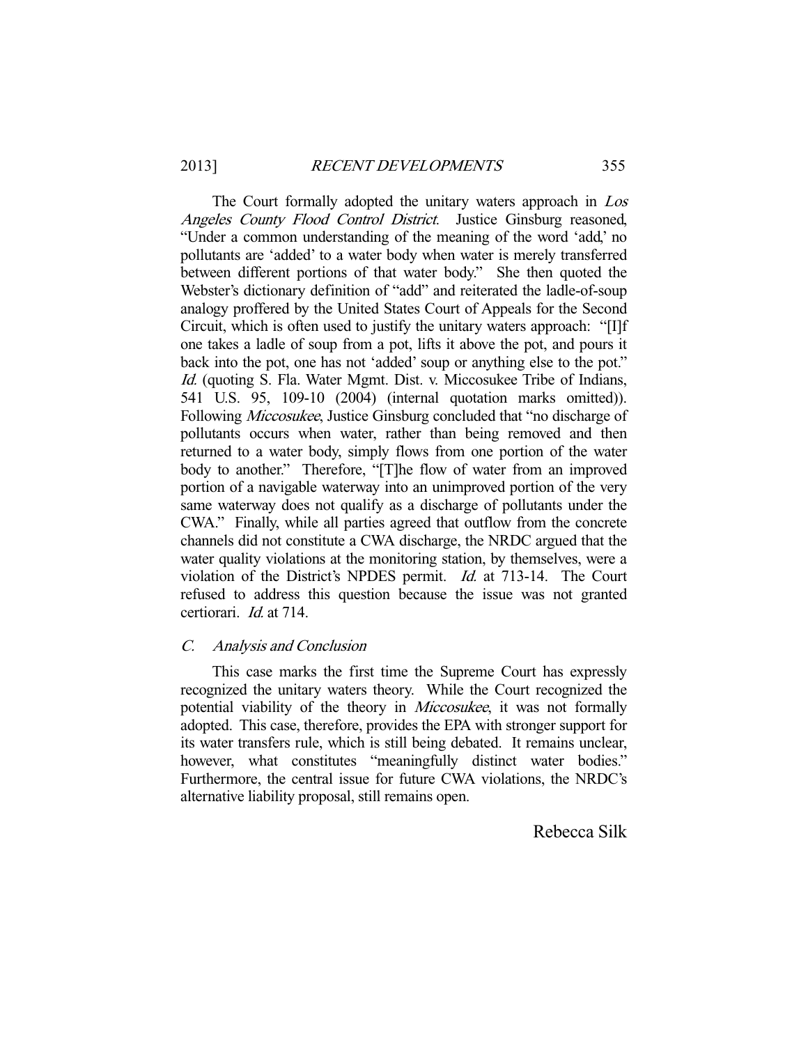The Court formally adopted the unitary waters approach in *Los Angeles County Flood Control District*. Justice Ginsburg reasoned, "Under a common understanding of the meaning of the word 'add,' no pollutants are 'added' to a water body when water is merely transferred between different portions of that water body." She then quoted the Webster's dictionary definition of "add" and reiterated the ladle-of-soup analogy proffered by the United States Court of Appeals for the Second Circuit, which is often used to justify the unitary waters approach: "[I]f one takes a ladle of soup from a pot, lifts it above the pot, and pours it back into the pot, one has not 'added' soup or anything else to the pot." *Id.* (quoting S. Fla. Water Mgmt. Dist. v. Miccosukee Tribe of Indians, 541 U.S. 95, 109-10 (2004) (internal quotation marks omitted)). Following *Miccosukee*, Justice Ginsburg concluded that "no discharge of pollutants occurs when water, rather than being removed and then returned to a water body, simply flows from one portion of the water body to another." Therefore, "[T]he flow of water from an improved portion of a navigable waterway into an unimproved portion of the very same waterway does not qualify as a discharge of pollutants under the CWA." Finally, while all parties agreed that outflow from the concrete channels did not constitute a CWA discharge, the NRDC argued that the water quality violations at the monitoring station, by themselves, were a violation of the District's NPDES permit. *Id.* at 713-14. The Court refused to address this question because the issue was not granted certiorari. *Id.* at 714.

### C. *Analysis and Conclusion*

This case marks the first time the Supreme Court has expressly recognized the unitary waters theory. While the Court recognized the potential viability of the theory in *Miccosukee*, it was not formally adopted. This case, therefore, provides the EPA with stronger support for its water transfers rule, which is still being debated. It remains unclear, however, what constitutes "meaningfully distinct water bodies." Furthermore, the central issue for future CWA violations, the NRDC's alternative liability proposal, still remains open.

Rebecca Silk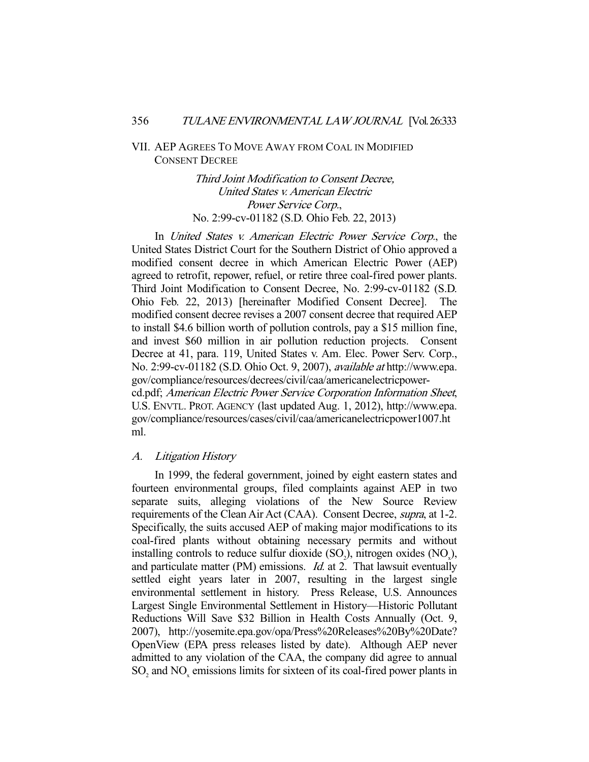## VII. AEP AGREES TO MOVE AWAY FROM COAL IN MODIFIED CONSENT DECREE

*Third Joint Modification to Consent Decree, United States v. American Electric Power Service Corp.*, No. 2:99-cv-01182 (S.D. Ohio Feb. 22, 2013)

In *United States v. American Electric Power Service Corp.*, the United States District Court for the Southern District of Ohio approved a modified consent decree in which American Electric Power (AEP) agreed to retrofit, repower, refuel, or retire three coal-fired power plants. Third Joint Modification to Consent Decree, No. 2:99-cv-01182 (S.D. Ohio Feb. 22, 2013) [hereinafter Modified Consent Decree]. The modified consent decree revises a 2007 consent decree that required AEP to install $4.6 billion worth of pollution controls, pay a $15 million fine, and invest $60 million in air pollution reduction projects. Consent Decree at 41, para. 119, United States v. Am. Elec. Power Serv. Corp., No. 2:99-cv-01182 (S.D. Ohio Oct. 9, 2007), *available at* http://www.epa.gov/compliance/resources/decrees/civil/caa/americanelectricpower-cd.pdf; *American Electric Power Service Corporation Information Sheet*, U.S. ENVTL. PROT. AGENCY (last updated Aug. 1, 2012), http://www.epa.gov/compliance/resources/cases/civil/caa/americanelectricpower1007.html.

### A. *Litigation History*

In 1999, the federal government, joined by eight eastern states and fourteen environmental groups, filed complaints against AEP in two separate suits, alleging violations of the New Source Review requirements of the Clean Air Act (CAA). Consent Decree, *supra*, at 1-2. Specifically, the suits accused AEP of making major modifications to its coal-fired plants without obtaining necessary permits and without installing controls to reduce sulfur dioxide ($SO_2$), nitrogen oxides ($NO_x$), and particulate matter (PM) emissions. *Id.* at 2. That lawsuit eventually settled eight years later in 2007, resulting in the largest single environmental settlement in history. Press Release, U.S. Announces Largest Single Environmental Settlement in History—Historic Pollutant Reductions Will Save $32 Billion in Health Costs Annually (Oct. 9, 2007), http://yosemite.epa.gov/opa/Press%20Releases%20By%20Date?OpenView (EPA press releases listed by date). Although AEP never admitted to any violation of the CAA, the company did agree to annual $SO_2$ and $NO_x$ emissions limits for sixteen of its coal-fired power plants in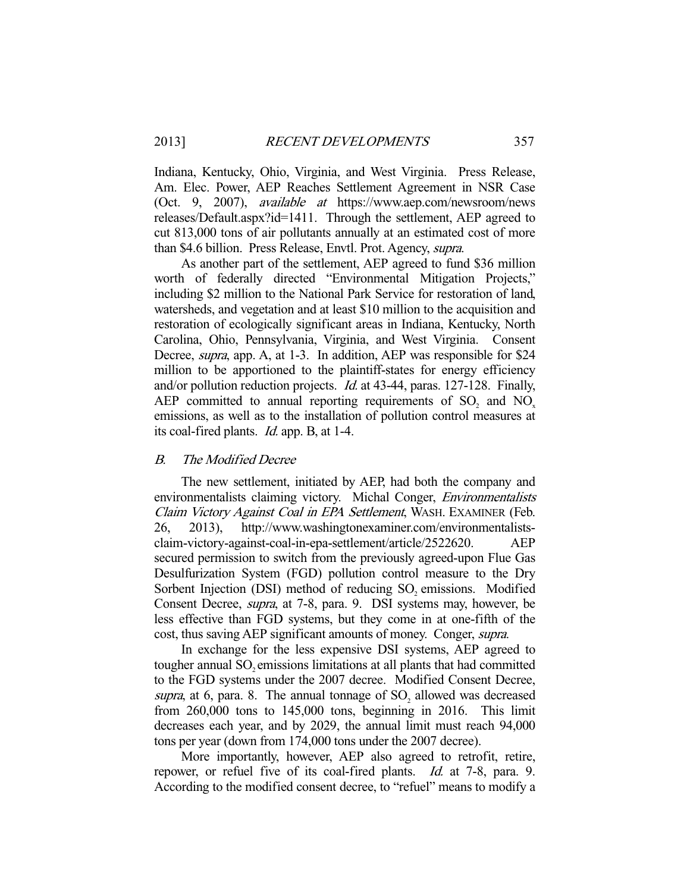Indiana, Kentucky, Ohio, Virginia, and West Virginia. Press Release, Am. Elec. Power, AEP Reaches Settlement Agreement in NSR Case (Oct. 9, 2007), *available at* https://www.aep.com/newsroom/newsreleases/Default.aspx?id=1411. Through the settlement, AEP agreed to cut 813,000 tons of air pollutants annually at an estimated cost of more than \$4.6 billion. Press Release, Envtl. Prot. Agency, *supra*.

As another part of the settlement, AEP agreed to fund \$36 million worth of federally directed "Environmental Mitigation Projects," including \$2 million to the National Park Service for restoration of land, watersheds, and vegetation and at least \$10 million to the acquisition and restoration of ecologically significant areas in Indiana, Kentucky, North Carolina, Ohio, Pennsylvania, Virginia, and West Virginia. Consent Decree, *supra*, app. A, at 1-3. In addition, AEP was responsible for \$24 million to be apportioned to the plaintiff-states for energy efficiency and/or pollution reduction projects. *Id.* at 43-44, paras. 127-128. Finally, AEP committed to annual reporting requirements of $SO_2$ and $NO_x$ emissions, as well as to the installation of pollution control measures at its coal-fired plants. *Id.* app. B, at 1-4.

### *B. The Modified Decree*

The new settlement, initiated by AEP, had both the company and environmentalists claiming victory. Michal Conger, *Environmentalists Claim Victory Against Coal in EPA Settlement*, WASH. EXAMINER (Feb. 26, 2013), http://www.washingtonexaminer.com/environmentalists-claim-victory-against-coal-in-epa-settlement/article/2522620. AEP secured permission to switch from the previously agreed-upon Flue Gas Desulfurization System (FGD) pollution control measure to the Dry Sorbent Injection (DSI) method of reducing $SO_2$ emissions. Modified Consent Decree, *supra*, at 7-8, para. 9. DSI systems may, however, be less effective than FGD systems, but they come in at one-fifth of the cost, thus saving AEP significant amounts of money. Conger, *supra*.

In exchange for the less expensive DSI systems, AEP agreed to tougher annual $SO_2$ emissions limitations at all plants that had committed to the FGD systems under the 2007 decree. Modified Consent Decree, *supra*, at 6, para. 8. The annual tonnage of $SO_2$ allowed was decreased from 260,000 tons to 145,000 tons, beginning in 2016. This limit decreases each year, and by 2029, the annual limit must reach 94,000 tons per year (down from 174,000 tons under the 2007 decree).

More importantly, however, AEP also agreed to retrofit, retire, repower, or refuel five of its coal-fired plants. *Id.* at 7-8, para. 9. According to the modified consent decree, to "refuel" means to modify a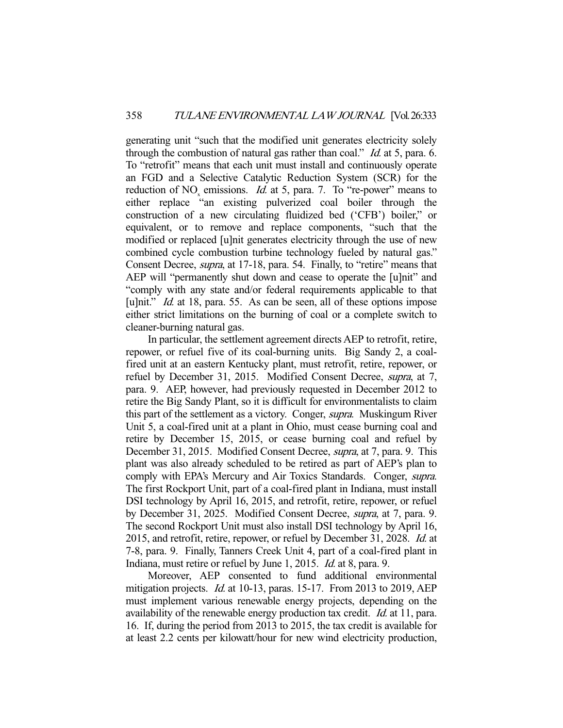generating unit "such that the modified unit generates electricity solely through the combustion of natural gas rather than coal." *Id.* at 5, para. 6. To "retrofit" means that each unit must install and continuously operate an FGD and a Selective Catalytic Reduction System (SCR) for the reduction of $NO_x$ emissions. *Id.* at 5, para. 7. To "re-power" means to either replace "an existing pulverized coal boiler through the construction of a new circulating fluidized bed ('CFB') boiler," or equivalent, or to remove and replace components, "such that the modified or replaced [u]nit generates electricity through the use of new combined cycle combustion turbine technology fueled by natural gas." Consent Decree, *supra*, at 17-18, para. 54. Finally, to "retire" means that AEP will "permanently shut down and cease to operate the [u]nit" and "comply with any state and/or federal requirements applicable to that [u]nit." *Id.* at 18, para. 55. As can be seen, all of these options impose either strict limitations on the burning of coal or a complete switch to cleaner-burning natural gas.

In particular, the settlement agreement directs AEP to retrofit, retire, repower, or refuel five of its coal-burning units. Big Sandy 2, a coal-fired unit at an eastern Kentucky plant, must retrofit, retire, repower, or refuel by December 31, 2015. Modified Consent Decree, *supra*, at 7, para. 9. AEP, however, had previously requested in December 2012 to retire the Big Sandy Plant, so it is difficult for environmentalists to claim this part of the settlement as a victory. Conger, *supra*. Muskingum River Unit 5, a coal-fired unit at a plant in Ohio, must cease burning coal and retire by December 15, 2015, or cease burning coal and refuel by December 31, 2015. Modified Consent Decree, *supra*, at 7, para. 9. This plant was also already scheduled to be retired as part of AEP's plan to comply with EPA's Mercury and Air Toxics Standards. Conger, *supra*. The first Rockport Unit, part of a coal-fired plant in Indiana, must install DSI technology by April 16, 2015, and retrofit, retire, repower, or refuel by December 31, 2025. Modified Consent Decree, *supra*, at 7, para. 9. The second Rockport Unit must also install DSI technology by April 16, 2015, and retrofit, retire, repower, or refuel by December 31, 2028. *Id.* at 7-8, para. 9. Finally, Tanners Creek Unit 4, part of a coal-fired plant in Indiana, must retire or refuel by June 1, 2015. *Id.* at 8, para. 9.

Moreover, AEP consented to fund additional environmental mitigation projects. *Id.* at 10-13, paras. 15-17. From 2013 to 2019, AEP must implement various renewable energy projects, depending on the availability of the renewable energy production tax credit. *Id.* at 11, para. 16. If, during the period from 2013 to 2015, the tax credit is available for at least 2.2 cents per kilowatt/hour for new wind electricity production,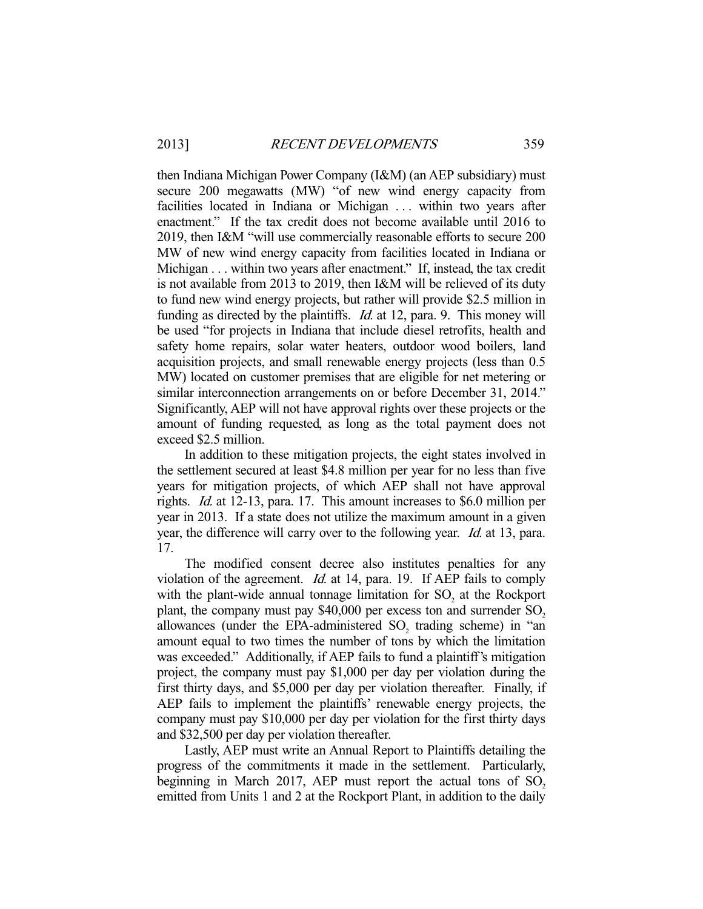then Indiana Michigan Power Company (I&M) (an AEP subsidiary) must secure 200 megawatts (MW) "of new wind energy capacity from facilities located in Indiana or Michigan . . . within two years after enactment." If the tax credit does not become available until 2016 to 2019, then I&M "will use commercially reasonable efforts to secure 200 MW of new wind energy capacity from facilities located in Indiana or Michigan . . . within two years after enactment." If, instead, the tax credit is not available from 2013 to 2019, then I&M will be relieved of its duty to fund new wind energy projects, but rather will provide \$2.5 million in funding as directed by the plaintiffs. *Id.* at 12, para. 9. This money will be used "for projects in Indiana that include diesel retrofits, health and safety home repairs, solar water heaters, outdoor wood boilers, land acquisition projects, and small renewable energy projects (less than 0.5 MW) located on customer premises that are eligible for net metering or similar interconnection arrangements on or before December 31, 2014." Significantly, AEP will not have approval rights over these projects or the amount of funding requested, as long as the total payment does not exceed \$2.5 million.

In addition to these mitigation projects, the eight states involved in the settlement secured at least \$4.8 million per year for no less than five years for mitigation projects, of which AEP shall not have approval rights. *Id.* at 12-13, para. 17. This amount increases to \$6.0 million per year in 2013. If a state does not utilize the maximum amount in a given year, the difference will carry over to the following year. *Id.* at 13, para. 17.

The modified consent decree also institutes penalties for any violation of the agreement. *Id.* at 14, para. 19. If AEP fails to comply with the plant-wide annual tonnage limitation for $SO_2$ at the Rockport plant, the company must pay \$40,000 per excess ton and surrender $SO_2$ allowances (under the EPA-administered $SO_2$ trading scheme) in "an amount equal to two times the number of tons by which the limitation was exceeded." Additionally, if AEP fails to fund a plaintiff's mitigation project, the company must pay \$1,000 per day per violation during the first thirty days, and \$5,000 per day per violation thereafter. Finally, if AEP fails to implement the plaintiffs' renewable energy projects, the company must pay \$10,000 per day per violation for the first thirty days and \$32,500 per day per violation thereafter.

Lastly, AEP must write an Annual Report to Plaintiffs detailing the progress of the commitments it made in the settlement. Particularly, beginning in March 2017, AEP must report the actual tons of $SO_2$ emitted from Units 1 and 2 at the Rockport Plant, in addition to the daily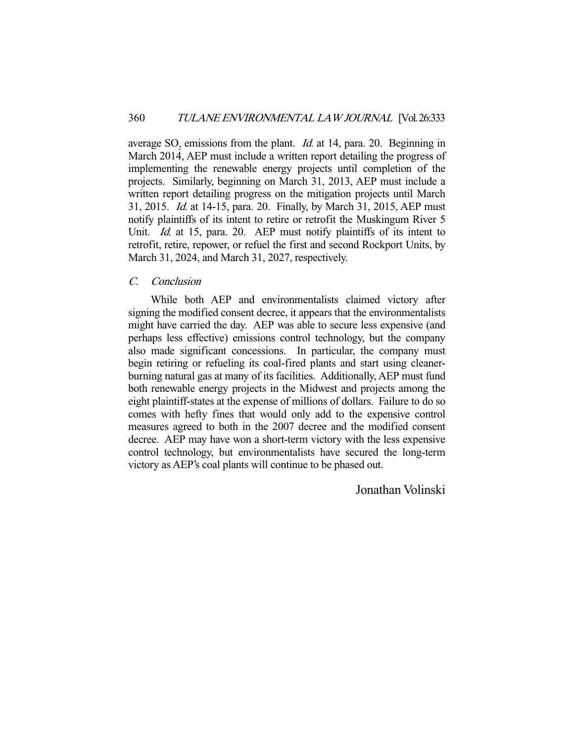average $SO_2$ emissions from the plant. *Id.* at 14, para. 20. Beginning in March 2014, AEP must include a written report detailing the progress of implementing the renewable energy projects until completion of the projects. Similarly, beginning on March 31, 2013, AEP must include a written report detailing progress on the mitigation projects until March 31, 2015. *Id.* at 14-15, para. 20. Finally, by March 31, 2015, AEP must notify plaintiffs of its intent to retire or retrofit the Muskingum River 5 Unit. *Id.* at 15, para. 20. AEP must notify plaintiffs of its intent to retrofit, retire, repower, or refuel the first and second Rockport Units, by March 31, 2024, and March 31, 2027, respectively.

### *C. Conclusion*

While both AEP and environmentalists claimed victory after signing the modified consent decree, it appears that the environmentalists might have carried the day. AEP was able to secure less expensive (and perhaps less effective) emissions control technology, but the company also made significant concessions. In particular, the company must begin retiring or refueling its coal-fired plants and start using cleaner-burning natural gas at many of its facilities. Additionally, AEP must fund both renewable energy projects in the Midwest and projects among the eight plaintiff-states at the expense of millions of dollars. Failure to do so comes with hefty fines that would only add to the expensive control measures agreed to both in the 2007 decree and the modified consent decree. AEP may have won a short-term victory with the less expensive control technology, but environmentalists have secured the long-term victory as AEP's coal plants will continue to be phased out.

Jonathan Volinski